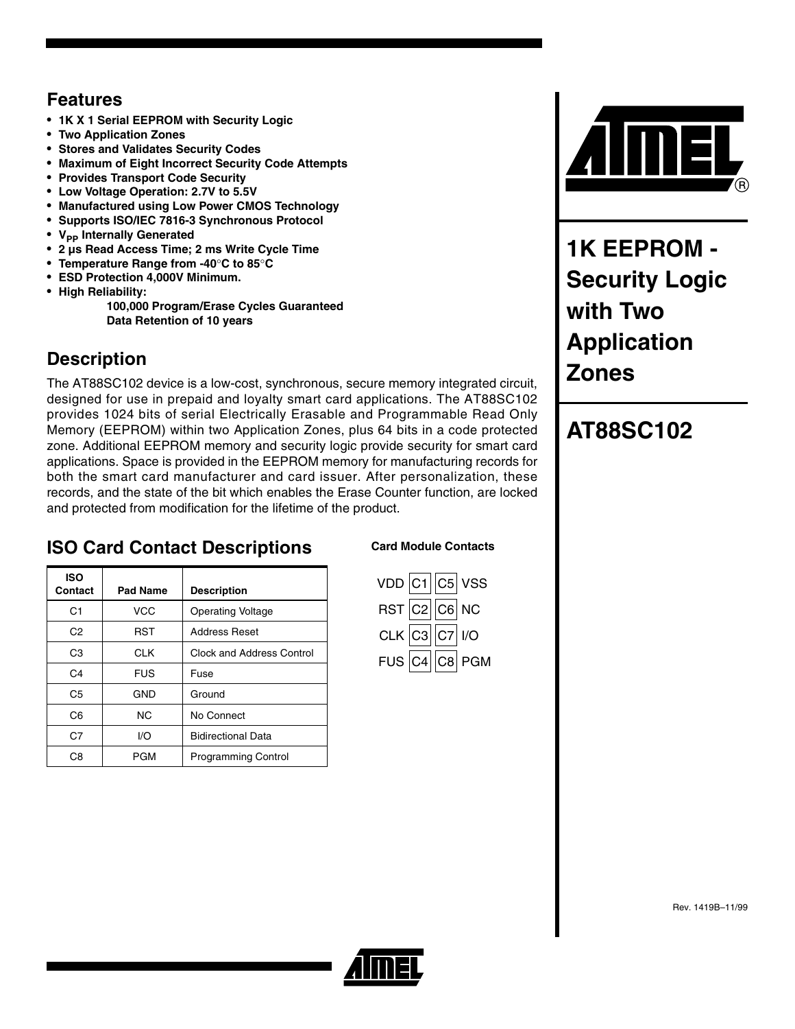## Features

- **1K X 1 Serial EEPROM with Security Logic**
- **Two Application Zones**
- **Stores and Validates Security Codes**
- **Maximum of Eight Incorrect Security Code Attempts**
- **Provides Transport Code Security**
- **Low Voltage Operation: 2.7V to 5.5V**
- **Manufactured using Low Power CMOS Technology**
- **Supports ISO/IEC 7816-3 Synchronous Protocol**
- **$V_{PP}$ Internally Generated**
- **2 µs Read Access Time; 2 ms Write Cycle Time**
- **Temperature Range from -40°C to 85°C**
- **ESD Protection 4,000V Minimum.**
- **High Reliability:**
  - **100,000 Program/Erase Cycles Guaranteed**
  - **Data Retention of 10 years**

# 1K EEPROM - Security Logic with Two Application Zones

# AT88SC102

## Description

The AT88SC102 device is a low-cost, synchronous, secure memory integrated circuit, designed for use in prepaid and loyalty smart card applications. The AT88SC102 provides 1024 bits of serial Electrically Erasable and Programmable Read Only Memory (EEPROM) within two Application Zones, plus 64 bits in a code protected zone. Additional EEPROM memory and security logic provide security for smart card applications. Space is provided in the EEPROM memory for manufacturing records for both the smart card manufacturer and card issuer. After personalization, these records, and the state of the bit which enables the Erase Counter function, are locked and protected from modification for the lifetime of the product.

## ISO Card Contact Descriptions

| ISO Contact | Pad Name | Description |
|---|---|---|
| C1 | VCC | Operating Voltage |
| C2 | RST | Address Reset |
| C3 | CLK | Clock and Address Control |
| C4 | FUS | Fuse |
| C5 | GND | Ground |
| C6 | NC | No Connect |
| C7 | I/O | Bidirectional Data |
| C8 | PGM | Programming Control |

**Card Module Contacts**

| | | | |
|---|---|---|---|
| VDD | C1 | C5 | VSS |
| RST | C2 | C6 | NC |
| CLK | C3 | C7 | I/O |
| FUS | C4 | C8 | PGM |

Rev. 1419B–11/99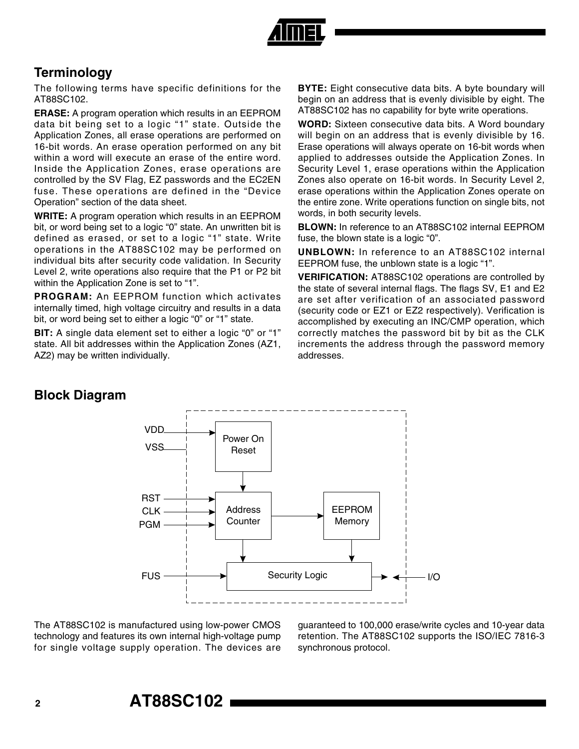## Terminology

The following terms have specific definitions for the AT88SC102.

**ERASE:** A program operation which results in an EEPROM data bit being set to a logic "1" state. Outside the Application Zones, all erase operations are performed on 16-bit words. An erase operation performed on any bit within a word will execute an erase of the entire word. Inside the Application Zones, erase operations are controlled by the SV Flag, EZ passwords and the EC2EN fuse. These operations are defined in the "Device Operation" section of the data sheet.

**WRITE:** A program operation which results in an EEPROM bit, or word being set to a logic "0" state. An unwritten bit is defined as erased, or set to a logic "1" state. Write operations in the AT88SC102 may be performed on individual bits after security code validation. In Security Level 2, write operations also require that the P1 or P2 bit within the Application Zone is set to "1".

**PROGRAM:** An EEPROM function which activates internally timed, high voltage circuitry and results in a data bit, or word being set to either a logic "0" or "1" state.

**BIT:** A single data element set to either a logic "0" or "1" state. All bit addresses within the Application Zones (AZ1, AZ2) may be written individually.

**BYTE:** Eight consecutive data bits. A byte boundary will begin on an address that is evenly divisible by eight. The AT88SC102 has no capability for byte write operations.

**WORD:** Sixteen consecutive data bits. A Word boundary will begin on an address that is evenly divisible by 16. Erase operations will always operate on 16-bit words when applied to addresses outside the Application Zones. In Security Level 1, erase operations within the Application Zones also operate on 16-bit words. In Security Level 2, erase operations within the Application Zones operate on the entire zone. Write operations function on single bits, not words, in both security levels.

**BLOWN:** In reference to an AT88SC102 internal EEPROM fuse, the blown state is a logic "0".

**UNBLOWN:** In reference to an AT88SC102 internal EEPROM fuse, the unblown state is a logic "1".

**VERIFICATION:** AT88SC102 operations are controlled by the state of several internal flags. The flags SV, E1 and E2 are set after verification of an associated password (security code or EZ1 or EZ2 respectively). Verification is accomplished by executing an INC/CMP operation, which correctly matches the password bit by bit as the CLK increments the address through the password memory addresses.

## Block Diagram

VDD, VSS → Power On Reset → Address Counter (RST, CLK, PGM inputs) → EEPROM Memory; Address Counter and EEPROM Memory → Security Logic (FUS input) ↔ I/O

The AT88SC102 is manufactured using low-power CMOS technology and features its own internal high-voltage pump for single voltage supply operation. The devices are guaranteed to 100,000 erase/write cycles and 10-year data retention. The AT88SC102 supports the ISO/IEC 7816-3 synchronous protocol.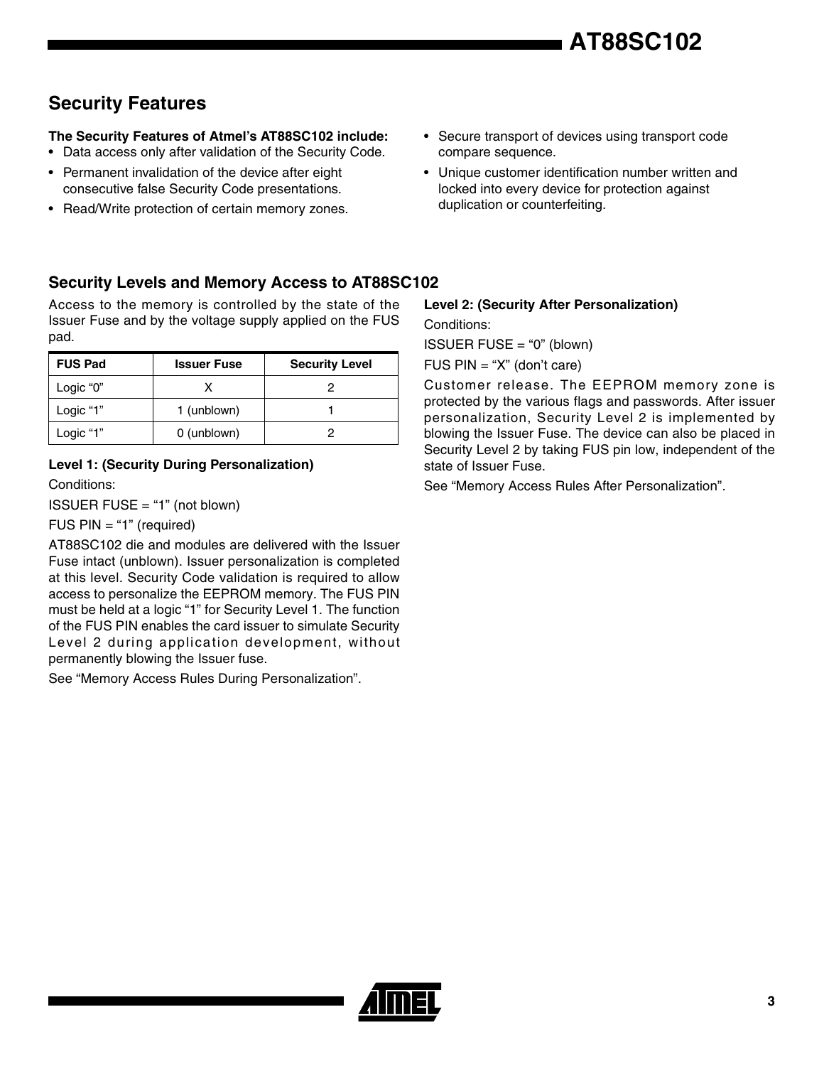## Security Features

**The Security Features of Atmel's AT88SC102 include:**

- Data access only after validation of the Security Code.
- Permanent invalidation of the device after eight consecutive false Security Code presentations.
- Read/Write protection of certain memory zones.
- Secure transport of devices using transport code compare sequence.
- Unique customer identification number written and locked into every device for protection against duplication or counterfeiting.

## Security Levels and Memory Access to AT88SC102

Access to the memory is controlled by the state of the Issuer Fuse and by the voltage supply applied on the FUS pad.

| FUS Pad | Issuer Fuse | Security Level |
|---|---|---|
| Logic "0" | X | 2 |
| Logic "1" | 1 (unblown) | 1 |
| Logic "1" | 0 (unblown) | 2 |

### Level 1: (Security During Personalization)

Conditions:

ISSUER FUSE = "1" (not blown)

FUS PIN = "1" (required)

AT88SC102 die and modules are delivered with the Issuer Fuse intact (unblown). Issuer personalization is completed at this level. Security Code validation is required to allow access to personalize the EEPROM memory. The FUS PIN must be held at a logic "1" for Security Level 1. The function of the FUS PIN enables the card issuer to simulate Security Level 2 during application development, without permanently blowing the Issuer fuse.

See "Memory Access Rules During Personalization".

### Level 2: (Security After Personalization)

Conditions:

ISSUER FUSE = "0" (blown)

FUS PIN = "X" (don't care)

Customer release. The EEPROM memory zone is protected by the various flags and passwords. After issuer personalization, Security Level 2 is implemented by blowing the Issuer Fuse. The device can also be placed in Security Level 2 by taking FUS pin low, independent of the state of Issuer Fuse.

See "Memory Access Rules After Personalization".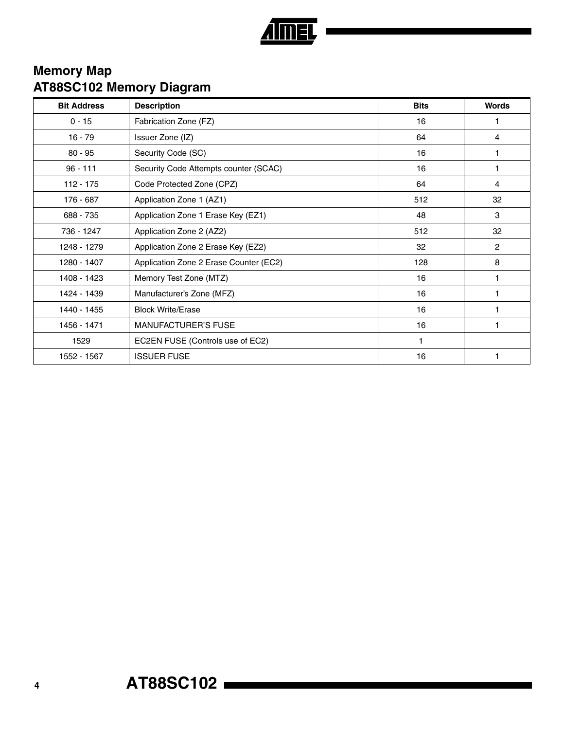## Memory Map

## AT88SC102 Memory Diagram

| Bit Address | Description | Bits | Words |
|---|---|---|---|
| 0 - 15 | Fabrication Zone (FZ) | 16 | 1 |
| 16 - 79 | Issuer Zone (IZ) | 64 | 4 |
| 80 - 95 | Security Code (SC) | 16 | 1 |
| 96 - 111 | Security Code Attempts counter (SCAC) | 16 | 1 |
| 112 - 175 | Code Protected Zone (CPZ) | 64 | 4 |
| 176 - 687 | Application Zone 1 (AZ1) | 512 | 32 |
| 688 - 735 | Application Zone 1 Erase Key (EZ1) | 48 | 3 |
| 736 - 1247 | Application Zone 2 (AZ2) | 512 | 32 |
| 1248 - 1279 | Application Zone 2 Erase Key (EZ2) | 32 | 2 |
| 1280 - 1407 | Application Zone 2 Erase Counter (EC2) | 128 | 8 |
| 1408 - 1423 | Memory Test Zone (MTZ) | 16 | 1 |
| 1424 - 1439 | Manufacturer's Zone (MFZ) | 16 | 1 |
| 1440 - 1455 | Block Write/Erase | 16 | 1 |
| 1456 - 1471 | MANUFACTURER'S FUSE | 16 | 1 |
| 1529 | EC2EN FUSE (Controls use of EC2) | 1 | |
| 1552 - 1567 | ISSUER FUSE | 16 | 1 |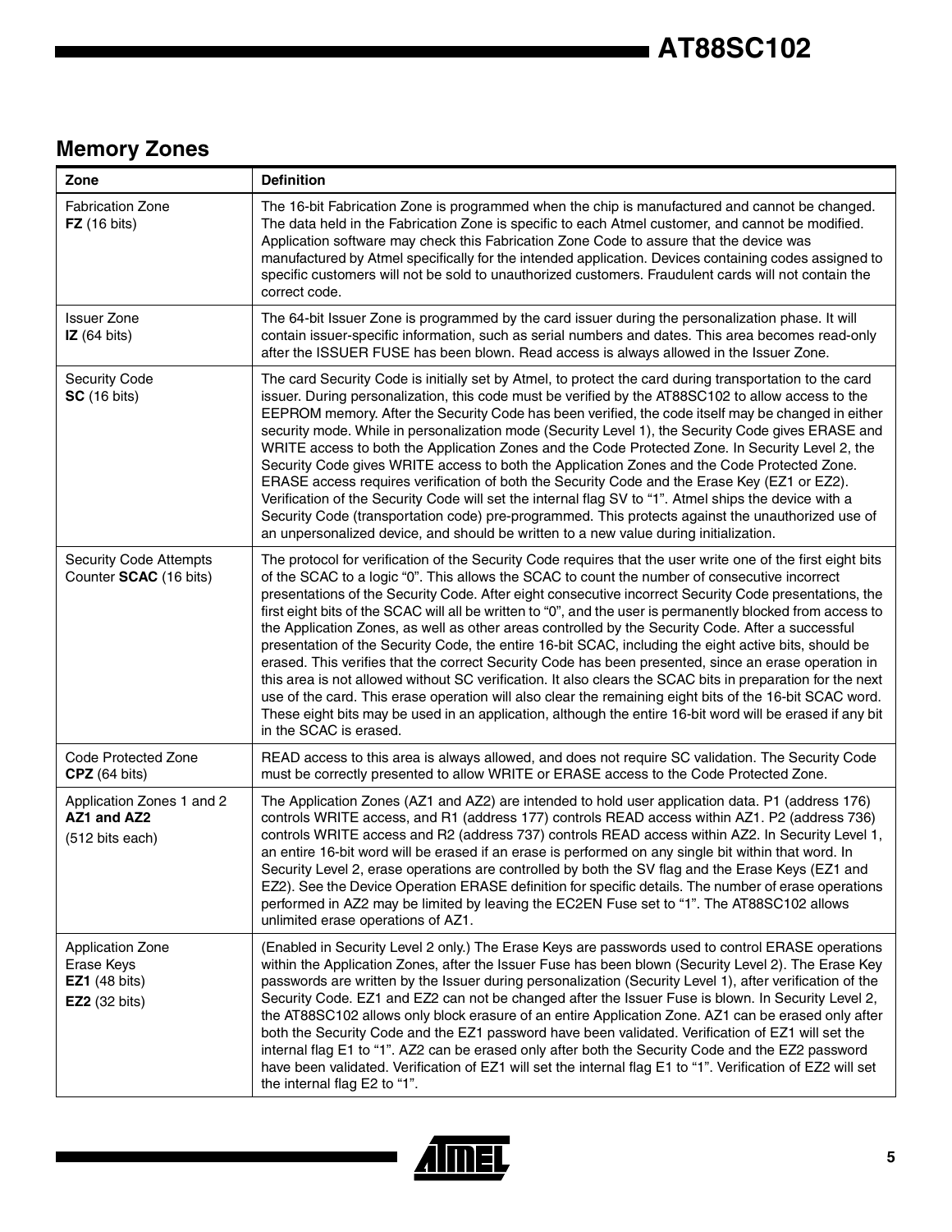## Memory Zones

| Zone | Definition |
|---|---|
| Fabrication Zone **FZ** (16 bits) | The 16-bit Fabrication Zone is programmed when the chip is manufactured and cannot be changed. The data held in the Fabrication Zone is specific to each Atmel customer, and cannot be modified. Application software may check this Fabrication Zone Code to assure that the device was manufactured by Atmel specifically for the intended application. Devices containing codes assigned to specific customers will not be sold to unauthorized customers. Fraudulent cards will not contain the correct code. |
| Issuer Zone **IZ** (64 bits) | The 64-bit Issuer Zone is programmed by the card issuer during the personalization phase. It will contain issuer-specific information, such as serial numbers and dates. This area becomes read-only after the ISSUER FUSE has been blown. Read access is always allowed in the Issuer Zone. |
| Security Code **SC** (16 bits) | The card Security Code is initially set by Atmel, to protect the card during transportation to the card issuer. During personalization, this code must be verified by the AT88SC102 to allow access to the EEPROM memory. After the Security Code has been verified, the code itself may be changed in either security mode. While in personalization mode (Security Level 1), the Security Code gives ERASE and WRITE access to both the Application Zones and the Code Protected Zone. In Security Level 2, the Security Code gives WRITE access to both the Application Zones and the Code Protected Zone. ERASE access requires verification of both the Security Code and the Erase Key (EZ1 or EZ2). Verification of the Security Code will set the internal flag SV to "1". Atmel ships the device with a Security Code (transportation code) pre-programmed. This protects against the unauthorized use of an unpersonalized device, and should be written to a new value during initialization. |
| Security Code Attempts Counter **SCAC** (16 bits) | The protocol for verification of the Security Code requires that the user write one of the first eight bits of the SCAC to a logic "0". This allows the SCAC to count the number of consecutive incorrect presentations of the Security Code. After eight consecutive incorrect Security Code presentations, the first eight bits of the SCAC will all be written to "0", and the user is permanently blocked from access to the Application Zones, as well as other areas controlled by the Security Code. After a successful presentation of the Security Code, the entire 16-bit SCAC, including the eight active bits, should be erased. This verifies that the correct Security Code has been presented, since an erase operation in this area is not allowed without SC verification. It also clears the SCAC bits in preparation for the next use of the card. This erase operation will also clear the remaining eight bits of the 16-bit SCAC word. These eight bits may be used in an application, although the entire 16-bit word will be erased if any bit in the SCAC is erased. |
| Code Protected Zone **CPZ** (64 bits) | READ access to this area is always allowed, and does not require SC validation. The Security Code must be correctly presented to allow WRITE or ERASE access to the Code Protected Zone. |
| Application Zones 1 and 2 **AZ1 and AZ2** (512 bits each) | The Application Zones (AZ1 and AZ2) are intended to hold user application data. P1 (address 176) controls WRITE access, and R1 (address 177) controls READ access within AZ1. P2 (address 736) controls WRITE access and R2 (address 737) controls READ access within AZ2. In Security Level 1, an entire 16-bit word will be erased if an erase is performed on any single bit within that word. In Security Level 2, erase operations are controlled by both the SV flag and the Erase Keys (EZ1 and EZ2). See the Device Operation ERASE definition for specific details. The number of erase operations performed in AZ2 may be limited by leaving the EC2EN Fuse set to "1". The AT88SC102 allows unlimited erase operations of AZ1. |
| Application Zone Erase Keys **EZ1** (48 bits) **EZ2** (32 bits) | (Enabled in Security Level 2 only.) The Erase Keys are passwords used to control ERASE operations within the Application Zones, after the Issuer Fuse has been blown (Security Level 2). The Erase Key passwords are written by the Issuer during personalization (Security Level 1), after verification of the Security Code. EZ1 and EZ2 can not be changed after the Issuer Fuse is blown. In Security Level 2, the AT88SC102 allows only block erasure of an entire Application Zone. AZ1 can be erased only after both the Security Code and the EZ1 password have been validated. Verification of EZ1 will set the internal flag E1 to "1". AZ2 can be erased only after both the Security Code and the EZ2 password have been validated. Verification of EZ1 will set the internal flag E1 to "1". Verification of EZ2 will set the internal flag E2 to "1". |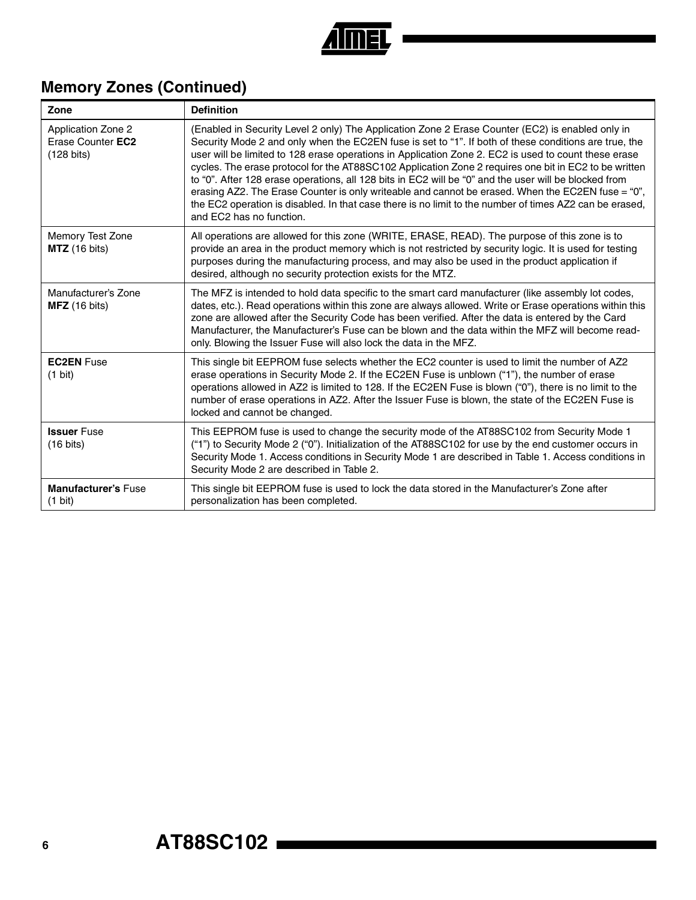## Memory Zones (Continued)

| Zone | Definition |
|---|---|
| Application Zone 2 Erase Counter **EC2** (128 bits) | (Enabled in Security Level 2 only) The Application Zone 2 Erase Counter (EC2) is enabled only in Security Mode 2 and only when the EC2EN fuse is set to "1". If both of these conditions are true, the user will be limited to 128 erase operations in Application Zone 2. EC2 is used to count these erase cycles. The erase protocol for the AT88SC102 Application Zone 2 requires one bit in EC2 to be written to "0". After 128 erase operations, all 128 bits in EC2 will be "0" and the user will be blocked from erasing AZ2. The Erase Counter is only writeable and cannot be erased. When the EC2EN fuse = "0", the EC2 operation is disabled. In that case there is no limit to the number of times AZ2 can be erased, and EC2 has no function. |
| Memory Test Zone **MTZ** (16 bits) | All operations are allowed for this zone (WRITE, ERASE, READ). The purpose of this zone is to provide an area in the product memory which is not restricted by security logic. It is used for testing purposes during the manufacturing process, and may also be used in the product application if desired, although no security protection exists for the MTZ. |
| Manufacturer's Zone **MFZ** (16 bits) | The MFZ is intended to hold data specific to the smart card manufacturer (like assembly lot codes, dates, etc.). Read operations within this zone are always allowed. Write or Erase operations within this zone are allowed after the Security Code has been verified. After the data is entered by the Card Manufacturer, the Manufacturer's Fuse can be blown and the data within the MFZ will become read-only. Blowing the Issuer Fuse will also lock the data in the MFZ. |
| **EC2EN** Fuse (1 bit) | This single bit EEPROM fuse selects whether the EC2 counter is used to limit the number of AZ2 erase operations in Security Mode 2. If the EC2EN Fuse is unblown ("1"), the number of erase operations allowed in AZ2 is limited to 128. If the EC2EN Fuse is blown ("0"), there is no limit to the number of erase operations in AZ2. After the Issuer Fuse is blown, the state of the EC2EN Fuse is locked and cannot be changed. |
| **Issuer** Fuse (16 bits) | This EEPROM fuse is used to change the security mode of the AT88SC102 from Security Mode 1 ("1") to Security Mode 2 ("0"). Initialization of the AT88SC102 for use by the end customer occurs in Security Mode 1. Access conditions in Security Mode 1 are described in Table 1. Access conditions in Security Mode 2 are described in Table 2. |
| **Manufacturer's** Fuse (1 bit) | This single bit EEPROM fuse is used to lock the data stored in the Manufacturer's Zone after personalization has been completed. |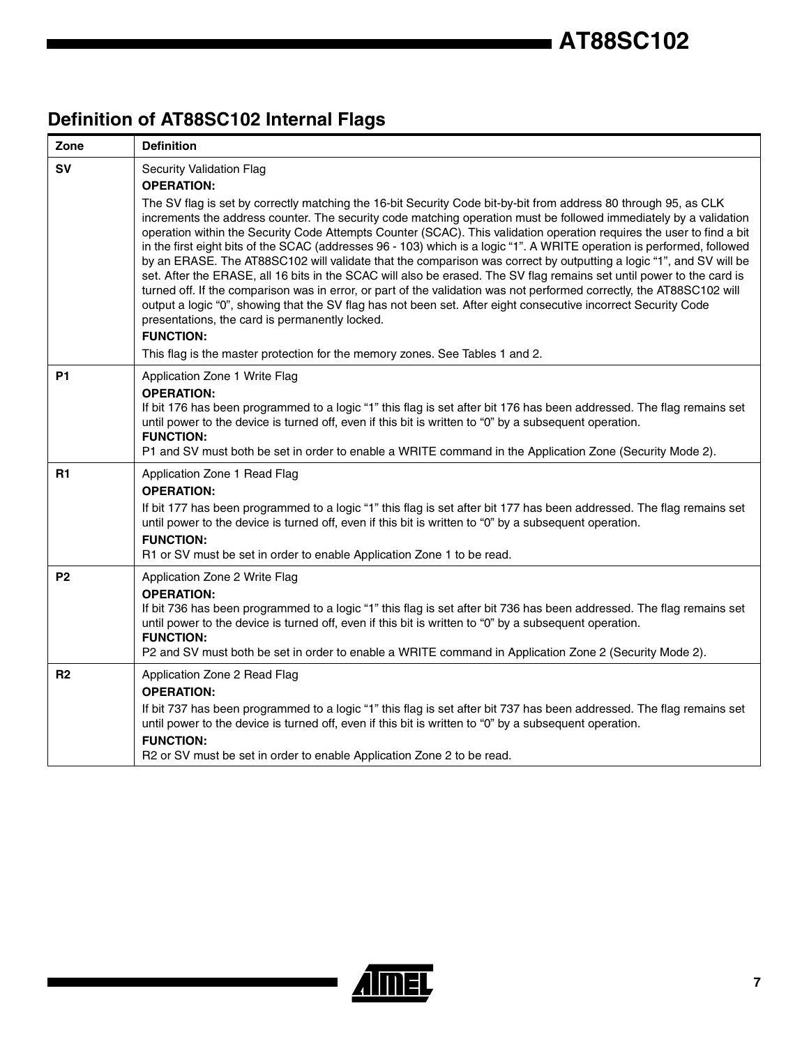## Definition of AT88SC102 Internal Flags

| Zone | Definition |
|---|---|
| **SV** | Security Validation Flag<br>**OPERATION:**<br>The SV flag is set by correctly matching the 16-bit Security Code bit-by-bit from address 80 through 95, as CLK increments the address counter. The security code matching operation must be followed immediately by a validation operation within the Security Code Attempts Counter (SCAC). This validation operation requires the user to find a bit in the first eight bits of the SCAC (addresses 96 - 103) which is a logic "1". A WRITE operation is performed, followed by an ERASE. The AT88SC102 will validate that the comparison was correct by outputting a logic "1", and SV will be set. After the ERASE, all 16 bits in the SCAC will also be erased. The SV flag remains set until power to the card is turned off. If the comparison was in error, or part of the validation was not performed correctly, the AT88SC102 will output a logic "0", showing that the SV flag has not been set. After eight consecutive incorrect Security Code presentations, the card is permanently locked.<br>**FUNCTION:**<br>This flag is the master protection for the memory zones. See Tables 1 and 2. |
| **P1** | Application Zone 1 Write Flag<br>**OPERATION:**<br>If bit 176 has been programmed to a logic "1" this flag is set after bit 176 has been addressed. The flag remains set until power to the device is turned off, even if this bit is written to "0" by a subsequent operation.<br>**FUNCTION:**<br>P1 and SV must both be set in order to enable a WRITE command in the Application Zone (Security Mode 2). |
| **R1** | Application Zone 1 Read Flag<br>**OPERATION:**<br>If bit 177 has been programmed to a logic "1" this flag is set after bit 177 has been addressed. The flag remains set until power to the device is turned off, even if this bit is written to "0" by a subsequent operation.<br>**FUNCTION:**<br>R1 or SV must be set in order to enable Application Zone 1 to be read. |
| **P2** | Application Zone 2 Write Flag<br>**OPERATION:**<br>If bit 736 has been programmed to a logic "1" this flag is set after bit 736 has been addressed. The flag remains set until power to the device is turned off, even if this bit is written to "0" by a subsequent operation.<br>**FUNCTION:**<br>P2 and SV must both be set in order to enable a WRITE command in Application Zone 2 (Security Mode 2). |
| **R2** | Application Zone 2 Read Flag<br>**OPERATION:**<br>If bit 737 has been programmed to a logic "1" this flag is set after bit 737 has been addressed. The flag remains set until power to the device is turned off, even if this bit is written to "0" by a subsequent operation.<br>**FUNCTION:**<br>R2 or SV must be set in order to enable Application Zone 2 to be read. |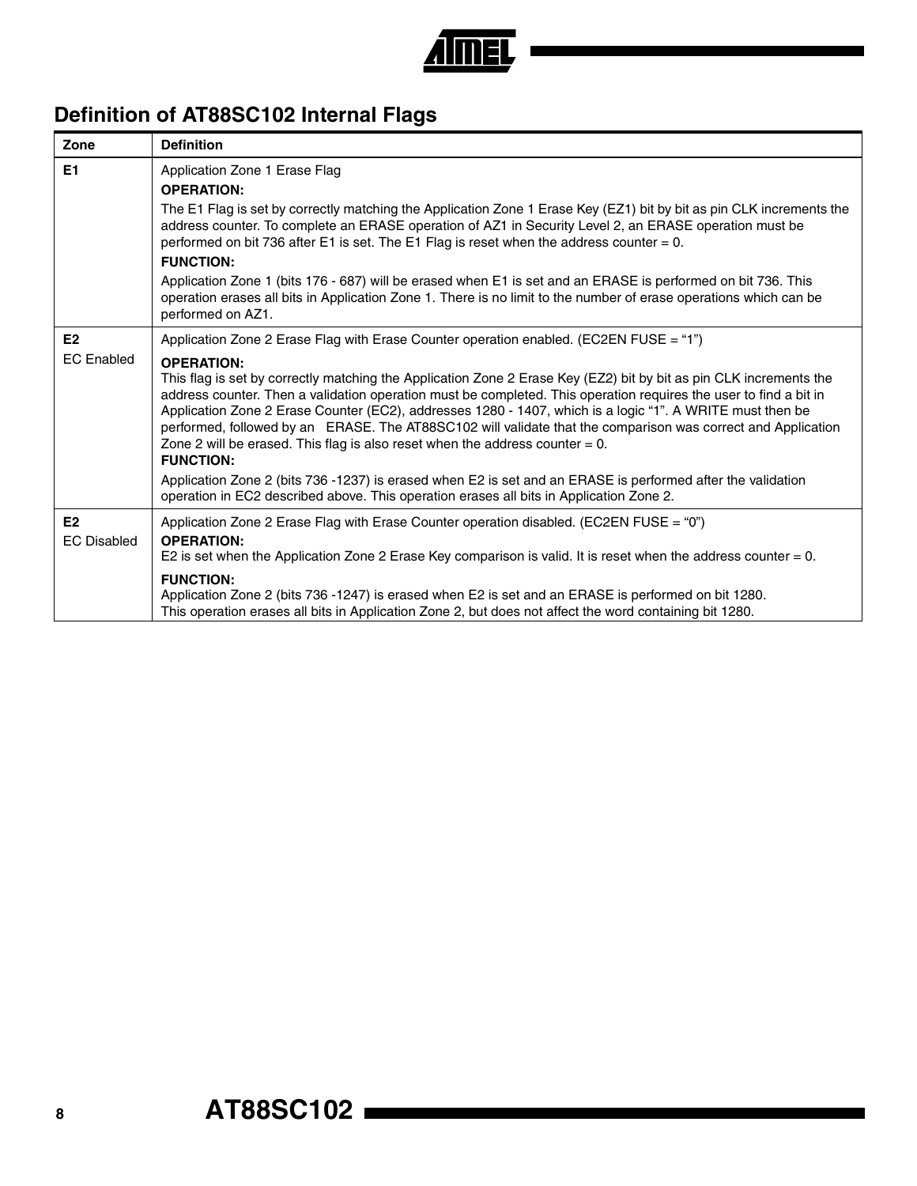## Definition of AT88SC102 Internal Flags

| Zone | Definition |
| --- | --- |
| **E1** | Application Zone 1 Erase Flag<br>**OPERATION:**<br>The E1 Flag is set by correctly matching the Application Zone 1 Erase Key (EZ1) bit by bit as pin CLK increments the address counter. To complete an ERASE operation of AZ1 in Security Level 2, an ERASE operation must be performed on bit 736 after E1 is set. The E1 Flag is reset when the address counter = 0.<br>**FUNCTION:**<br>Application Zone 1 (bits 176 - 687) will be erased when E1 is set and an ERASE is performed on bit 736. This operation erases all bits in Application Zone 1. There is no limit to the number of erase operations which can be performed on AZ1. |
| **E2**<br>EC Enabled | Application Zone 2 Erase Flag with Erase Counter operation enabled. (EC2EN FUSE = “1”)<br>**OPERATION:**<br>This flag is set by correctly matching the Application Zone 2 Erase Key (EZ2) bit by bit as pin CLK increments the address counter. Then a validation operation must be completed. This operation requires the user to find a bit in Application Zone 2 Erase Counter (EC2), addresses 1280 - 1407, which is a logic “1”. A WRITE must then be performed, followed by an ERASE. The AT88SC102 will validate that the comparison was correct and Application Zone 2 will be erased. This flag is also reset when the address counter = 0.<br>**FUNCTION:**<br>Application Zone 2 (bits 736 -1237) is erased when E2 is set and an ERASE is performed after the validation operation in EC2 described above. This operation erases all bits in Application Zone 2. |
| **E2**<br>EC Disabled | Application Zone 2 Erase Flag with Erase Counter operation disabled. (EC2EN FUSE = “0”)<br>**OPERATION:**<br>E2 is set when the Application Zone 2 Erase Key comparison is valid. It is reset when the address counter = 0.<br>**FUNCTION:**<br>Application Zone 2 (bits 736 -1247) is erased when E2 is set and an ERASE is performed on bit 1280.<br>This operation erases all bits in Application Zone 2, but does not affect the word containing bit 1280. |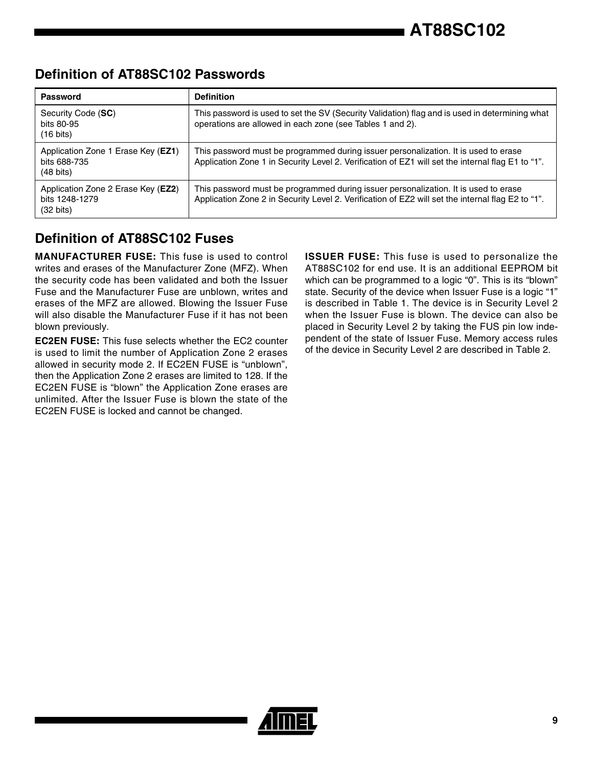## Definition of AT88SC102 Passwords

| Password | Definition |
|---|---|
| Security Code (**SC**)<br>bits 80-95<br>(16 bits) | This password is used to set the SV (Security Validation) flag and is used in determining what operations are allowed in each zone (see Tables 1 and 2). |
| Application Zone 1 Erase Key (**EZ1**)<br>bits 688-735<br>(48 bits) | This password must be programmed during issuer personalization. It is used to erase Application Zone 1 in Security Level 2. Verification of EZ1 will set the internal flag E1 to “1”. |
| Application Zone 2 Erase Key (**EZ2**)<br>bits 1248-1279<br>(32 bits) | This password must be programmed during issuer personalization. It is used to erase Application Zone 2 in Security Level 2. Verification of EZ2 will set the internal flag E2 to “1”. |

## Definition of AT88SC102 Fuses

**MANUFACTURER FUSE:** This fuse is used to control writes and erases of the Manufacturer Zone (MFZ). When the security code has been validated and both the Issuer Fuse and the Manufacturer Fuse are unblown, writes and erases of the MFZ are allowed. Blowing the Issuer Fuse will also disable the Manufacturer Fuse if it has not been blown previously.

**EC2EN FUSE:** This fuse selects whether the EC2 counter is used to limit the number of Application Zone 2 erases allowed in security mode 2. If EC2EN FUSE is “unblown”, then the Application Zone 2 erases are limited to 128. If the EC2EN FUSE is “blown” the Application Zone erases are unlimited. After the Issuer Fuse is blown the state of the EC2EN FUSE is locked and cannot be changed.

**ISSUER FUSE:** This fuse is used to personalize the AT88SC102 for end use. It is an additional EEPROM bit which can be programmed to a logic “0”. This is its “blown” state. Security of the device when Issuer Fuse is a logic “1” is described in Table 1. The device is in Security Level 2 when the Issuer Fuse is blown. The device can also be placed in Security Level 2 by taking the FUS pin low independent of the state of Issuer Fuse. Memory access rules of the device in Security Level 2 are described in Table 2.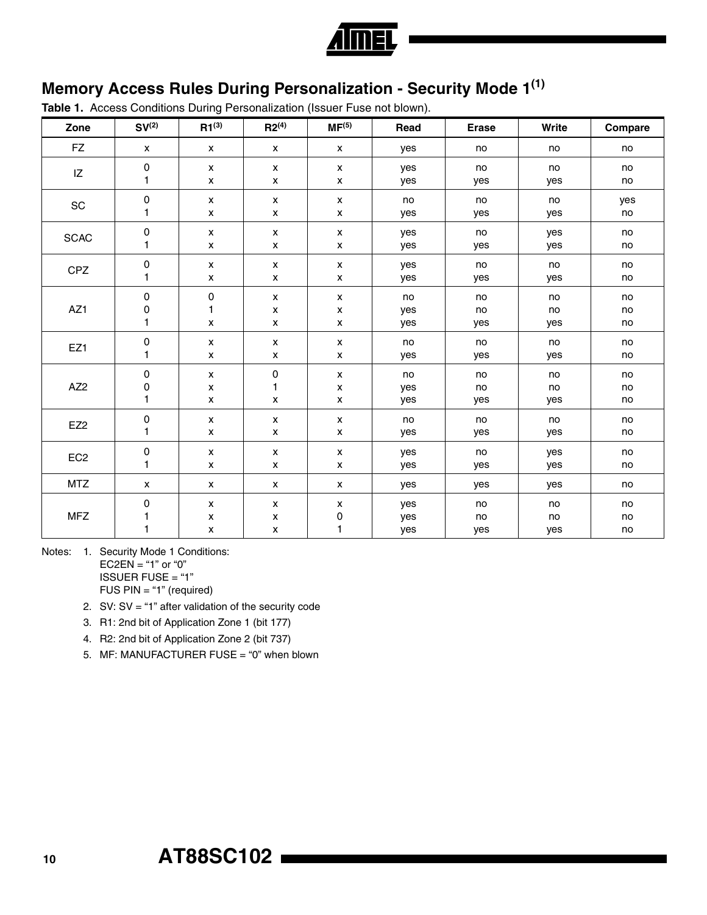## Memory Access Rules During Personalization - Security Mode 1[1]

**Table 1.** Access Conditions During Personalization (Issuer Fuse not blown).

| Zone | SV[2] | R1[3] | R2[4] | MF[5] | Read | Erase | Write | Compare |
|---|---|---|---|---|---|---|---|---|
| FZ | x | x | x | x | yes | no | no | no |
| IZ | 0 | x | x | x | yes | no | no | no |
| | 1 | x | x | x | yes | yes | yes | no |
| SC | 0 | x | x | x | no | no | no | yes |
| | 1 | x | x | x | yes | yes | yes | no |
| SCAC | 0 | x | x | x | yes | no | yes | no |
| | 1 | x | x | x | yes | yes | yes | no |
| CPZ | 0 | x | x | x | yes | no | no | no |
| | 1 | x | x | x | yes | yes | yes | no |
| AZ1 | 0 | 0 | x | x | no | no | no | no |
| | 0 | 1 | x | x | yes | no | no | no |
| | 1 | x | x | x | yes | yes | yes | no |
| EZ1 | 0 | x | x | x | no | no | no | no |
| | 1 | x | x | x | yes | yes | yes | no |
| AZ2 | 0 | x | 0 | x | no | no | no | no |
| | 0 | x | 1 | x | yes | no | no | no |
| | 1 | x | x | x | yes | yes | yes | no |
| EZ2 | 0 | x | x | x | no | no | no | no |
| | 1 | x | x | x | yes | yes | yes | no |
| EC2 | 0 | x | x | x | yes | no | yes | no |
| | 1 | x | x | x | yes | yes | yes | no |
| MTZ | x | x | x | x | yes | yes | yes | no |
| MFZ | 0 | x | x | x | yes | no | no | no |
| | 1 | x | x | 0 | yes | no | no | no |
| | 1 | x | x | 1 | yes | yes | yes | no |

Notes:
1. Security Mode 1 Conditions:
   EC2EN = "1" or "0"
   ISSUER FUSE = "1"
   FUS PIN = "1" (required)
2. SV: SV = "1" after validation of the security code
3. R1: 2nd bit of Application Zone 1 (bit 177)
4. R2: 2nd bit of Application Zone 2 (bit 737)
5. MF: MANUFACTURER FUSE = "0" when blown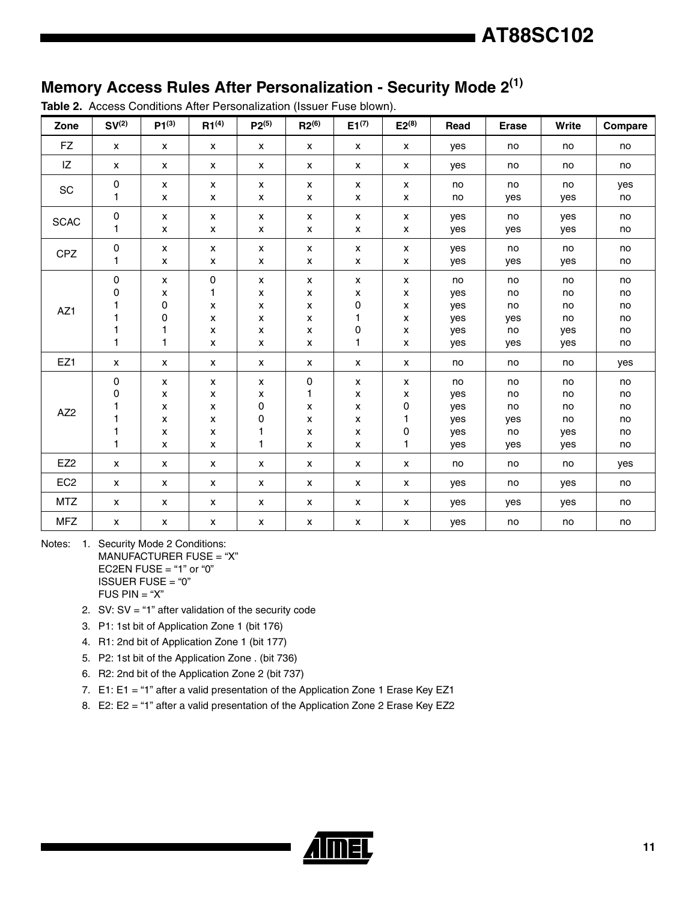## Memory Access Rules After Personalization - Security Mode 2[1]

**Table 2.** Access Conditions After Personalization (Issuer Fuse blown).

| Zone | SV[2] | P1[3] | R1[4] | P2[5] | R2[6] | E1[7] | E2[8] | Read | Erase | Write | Compare |
|---|---|---|---|---|---|---|---|---|---|---|---|
| FZ | x | x | x | x | x | x | x | yes | no | no | no |
| IZ | x | x | x | x | x | x | x | yes | no | no | no |
| SC | 0 | x | x | x | x | x | x | no | no | no | yes |
| | 1 | x | x | x | x | x | x | no | yes | yes | no |
| SCAC | 0 | x | x | x | x | x | x | yes | no | yes | no |
| | 1 | x | x | x | x | x | x | yes | yes | yes | no |
| CPZ | 0 | x | x | x | x | x | x | yes | no | no | no |
| | 1 | x | x | x | x | x | x | yes | yes | yes | no |
| AZ1 | 0 | x | 0 | x | x | x | x | no | no | no | no |
| | 0 | x | 1 | x | x | x | x | yes | no | no | no |
| | 1 | 0 | x | x | x | 0 | x | yes | no | no | no |
| | 1 | 0 | x | x | x | 1 | x | yes | yes | no | no |
| | 1 | 1 | x | x | x | 0 | x | yes | no | yes | no |
| | 1 | 1 | x | x | x | 1 | x | yes | yes | yes | no |
| EZ1 | x | x | x | x | x | x | x | no | no | no | yes |
| AZ2 | 0 | x | x | x | 0 | x | x | no | no | no | no |
| | 0 | x | x | x | 1 | x | x | yes | no | no | no |
| | 1 | x | x | 0 | x | x | 0 | yes | no | no | no |
| | 1 | x | x | 0 | x | x | 1 | yes | yes | no | no |
| | 1 | x | x | 1 | x | x | 0 | yes | no | yes | no |
| | 1 | x | x | 1 | x | x | 1 | yes | yes | yes | no |
| EZ2 | x | x | x | x | x | x | x | no | no | no | yes |
| EC2 | x | x | x | x | x | x | x | yes | no | yes | no |
| MTZ | x | x | x | x | x | x | x | yes | yes | yes | no |
| MFZ | x | x | x | x | x | x | x | yes | no | no | no |

Notes:
1. Security Mode 2 Conditions:
   MANUFACTURER FUSE = "X"
   EC2EN FUSE = "1" or "0"
   ISSUER FUSE = "0"
   FUS PIN = "X"
2. SV: SV = "1" after validation of the security code
3. P1: 1st bit of Application Zone 1 (bit 176)
4. R1: 2nd bit of Application Zone 1 (bit 177)
5. P2: 1st bit of the Application Zone . (bit 736)
6. R2: 2nd bit of the Application Zone 2 (bit 737)
7. E1: E1 = "1" after a valid presentation of the Application Zone 1 Erase Key EZ1
8. E2: E2 = "1" after a valid presentation of the Application Zone 2 Erase Key EZ2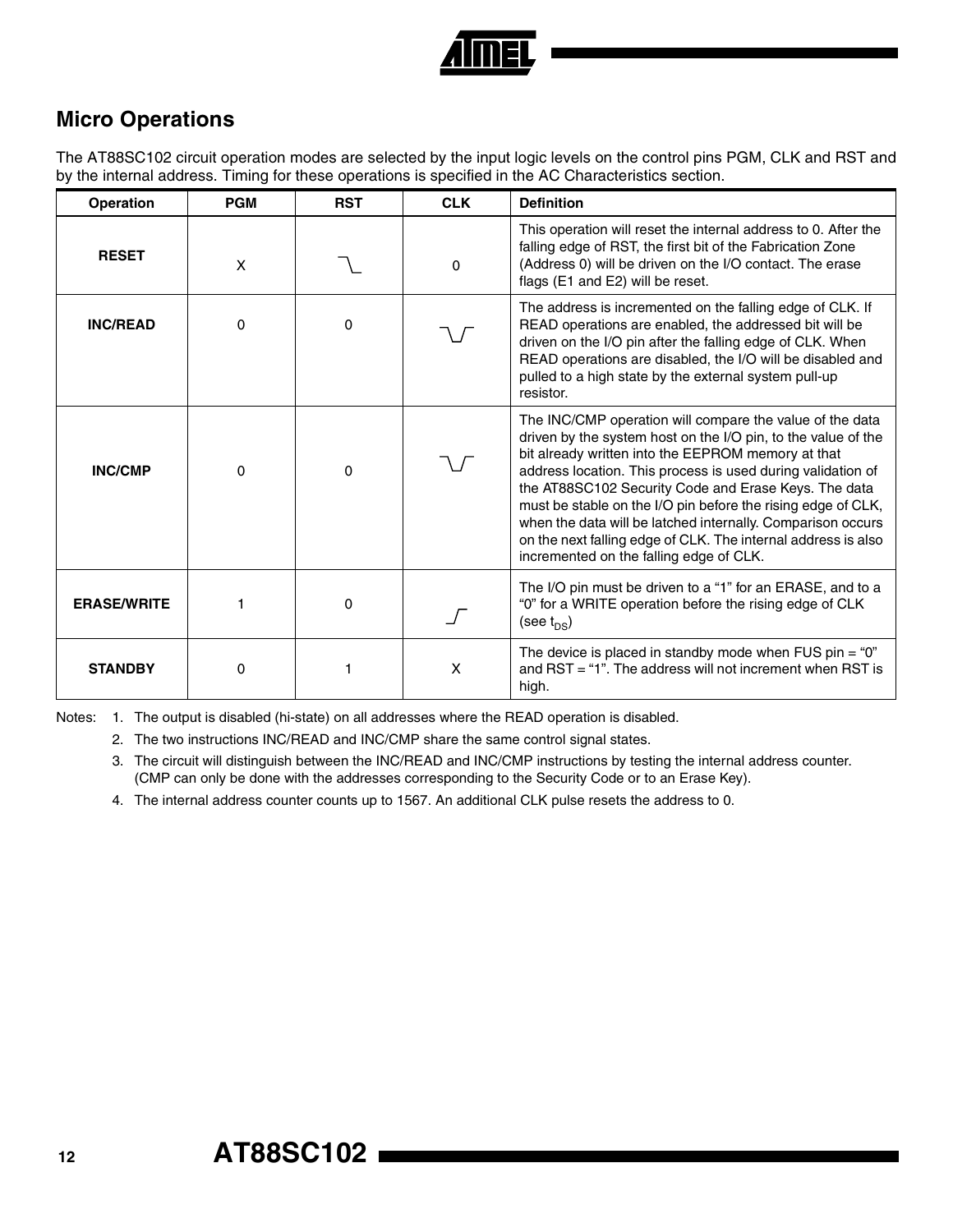## Micro Operations

The AT88SC102 circuit operation modes are selected by the input logic levels on the control pins PGM, CLK and RST and by the internal address. Timing for these operations is specified in the AC Characteristics section.

| Operation | PGM | RST | CLK | Definition |
|---|---|---|---|---|
| **RESET** | X | ⎺\\_ (falling edge) | 0 | This operation will reset the internal address to 0. After the falling edge of RST, the first bit of the Fabrication Zone (Address 0) will be driven on the I/O contact. The erase flags (E1 and E2) will be reset. |
| **INC/READ** | 0 | 0 | ⎺\\_/⎺ (pulse) | The address is incremented on the falling edge of CLK. If READ operations are enabled, the addressed bit will be driven on the I/O pin after the falling edge of CLK. When READ operations are disabled, the I/O will be disabled and pulled to a high state by the external system pull-up resistor. |
| **INC/CMP** | 0 | 0 | ⎺\\_/⎺ (pulse) | The INC/CMP operation will compare the value of the data driven by the system host on the I/O pin, to the value of the bit already written into the EEPROM memory at that address location. This process is used during validation of the AT88SC102 Security Code and Erase Keys. The data must be stable on the I/O pin before the rising edge of CLK, when the data will be latched internally. Comparison occurs on the next falling edge of CLK. The internal address is also incremented on the falling edge of CLK. |
| **ERASE/WRITE** | 1 | 0 | \_/⎺ (rising edge) | The I/O pin must be driven to a "1" for an ERASE, and to a "0" for a WRITE operation before the rising edge of CLK (see $t_{DS}$) |
| **STANDBY** | 0 | 1 | X | The device is placed in standby mode when FUS pin = "0" and RST = "1". The address will not increment when RST is high. |

Notes:
1. The output is disabled (hi-state) on all addresses where the READ operation is disabled.
2. The two instructions INC/READ and INC/CMP share the same control signal states.
3. The circuit will distinguish between the INC/READ and INC/CMP instructions by testing the internal address counter. (CMP can only be done with the addresses corresponding to the Security Code or to an Erase Key).
4. The internal address counter counts up to 1567. An additional CLK pulse resets the address to 0.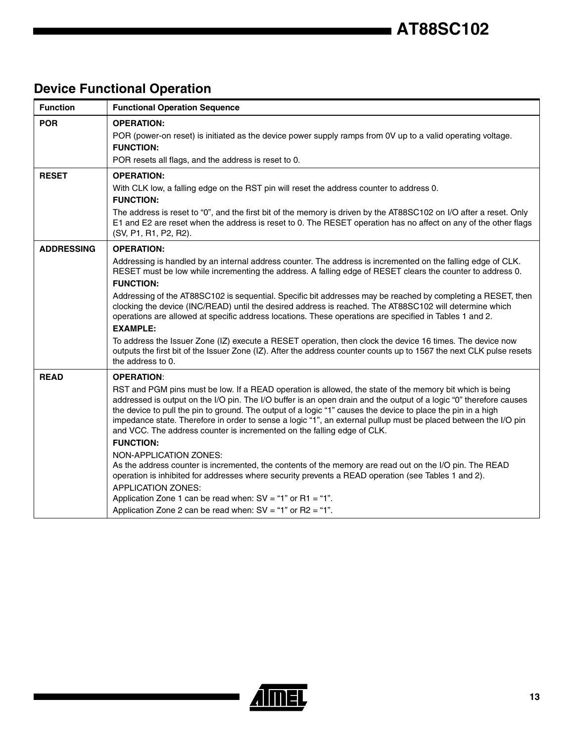## Device Functional Operation

| Function | Functional Operation Sequence |
|---|---|
| **POR** | **OPERATION:**<br>POR (power-on reset) is initiated as the device power supply ramps from 0V up to a valid operating voltage.<br>**FUNCTION:**<br>POR resets all flags, and the address is reset to 0. |
| **RESET** | **OPERATION:**<br>With CLK low, a falling edge on the RST pin will reset the address counter to address 0.<br>**FUNCTION:**<br>The address is reset to "0", and the first bit of the memory is driven by the AT88SC102 on I/O after a reset. Only E1 and E2 are reset when the address is reset to 0. The RESET operation has no affect on any of the other flags (SV, P1, R1, P2, R2). |
| **ADDRESSING** | **OPERATION:**<br>Addressing is handled by an internal address counter. The address is incremented on the falling edge of CLK. RESET must be low while incrementing the address. A falling edge of RESET clears the counter to address 0.<br>**FUNCTION:**<br>Addressing of the AT88SC102 is sequential. Specific bit addresses may be reached by completing a RESET, then clocking the device (INC/READ) until the desired address is reached. The AT88SC102 will determine which operations are allowed at specific address locations. These operations are specified in Tables 1 and 2.<br>**EXAMPLE:**<br>To address the Issuer Zone (IZ) execute a RESET operation, then clock the device 16 times. The device now outputs the first bit of the Issuer Zone (IZ). After the address counter counts up to 1567 the next CLK pulse resets the address to 0. |
| **READ** | **OPERATION**:<br>RST and PGM pins must be low. If a READ operation is allowed, the state of the memory bit which is being addressed is output on the I/O pin. The I/O buffer is an open drain and the output of a logic "0" therefore causes the device to pull the pin to ground. The output of a logic "1" causes the device to place the pin in a high impedance state. Therefore in order to sense a logic "1", an external pullup must be placed between the I/O pin and VCC. The address counter is incremented on the falling edge of CLK.<br>**FUNCTION:**<br>NON-APPLICATION ZONES:<br>As the address counter is incremented, the contents of the memory are read out on the I/O pin. The READ operation is inhibited for addresses where security prevents a READ operation (see Tables 1 and 2).<br>APPLICATION ZONES:<br>Application Zone 1 can be read when: SV = "1" or R1 = "1".<br>Application Zone 2 can be read when: SV = "1" or R2 = "1". |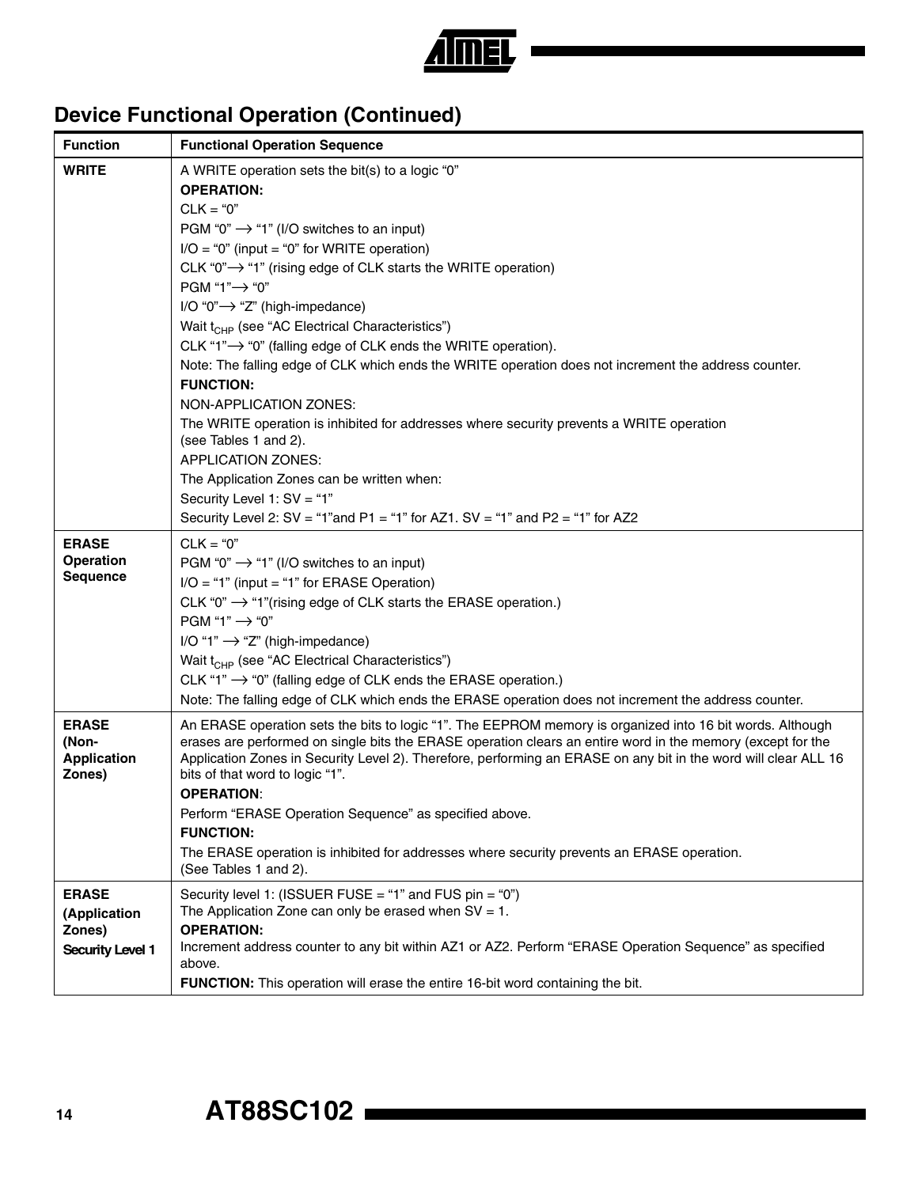## Device Functional Operation (Continued)

| Function | Functional Operation Sequence |
|---|---|
| **WRITE** | A WRITE operation sets the bit(s) to a logic "0"<br>**OPERATION:**<br>CLK = "0"<br>PGM "0" ⟶ "1" (I/O switches to an input)<br>I/O = "0" (input = "0" for WRITE operation)<br>CLK "0"⟶ "1" (rising edge of CLK starts the WRITE operation)<br>PGM "1"⟶ "0"<br>I/O "0"⟶ "Z" (high-impedance)<br>Wait $t_{CHP}$ (see "AC Electrical Characteristics")<br>CLK "1"⟶ "0" (falling edge of CLK ends the WRITE operation).<br>Note: The falling edge of CLK which ends the WRITE operation does not increment the address counter.<br>**FUNCTION:**<br>NON-APPLICATION ZONES:<br>The WRITE operation is inhibited for addresses where security prevents a WRITE operation (see Tables 1 and 2).<br>APPLICATION ZONES:<br>The Application Zones can be written when:<br>Security Level 1: SV = "1"<br>Security Level 2: SV = "1"and P1 = "1" for AZ1. SV = "1" and P2 = "1" for AZ2 |
| **ERASE Operation Sequence** | CLK = "0"<br>PGM "0" ⟶ "1" (I/O switches to an input)<br>I/O = "1" (input = "1" for ERASE Operation)<br>CLK "0" ⟶ "1"(rising edge of CLK starts the ERASE operation.)<br>PGM "1" ⟶ "0"<br>I/O "1" ⟶ "Z" (high-impedance)<br>Wait $t_{CHP}$ (see "AC Electrical Characteristics")<br>CLK "1" ⟶ "0" (falling edge of CLK ends the ERASE operation.)<br>Note: The falling edge of CLK which ends the ERASE operation does not increment the address counter. |
| **ERASE (Non-Application Zones)** | An ERASE operation sets the bits to logic "1". The EEPROM memory is organized into 16 bit words. Although erases are performed on single bits the ERASE operation clears an entire word in the memory (except for the Application Zones in Security Level 2). Therefore, performing an ERASE on any bit in the word will clear ALL 16 bits of that word to logic "1".<br>**OPERATION**:<br>Perform "ERASE Operation Sequence" as specified above.<br>**FUNCTION:**<br>The ERASE operation is inhibited for addresses where security prevents an ERASE operation. (See Tables 1 and 2). |
| **ERASE (Application Zones) Security Level 1** | Security level 1: (ISSUER FUSE = "1" and FUS pin = "0")<br>The Application Zone can only be erased when SV = 1.<br>**OPERATION:**<br>Increment address counter to any bit within AZ1 or AZ2. Perform "ERASE Operation Sequence" as specified above.<br>**FUNCTION:** This operation will erase the entire 16-bit word containing the bit. |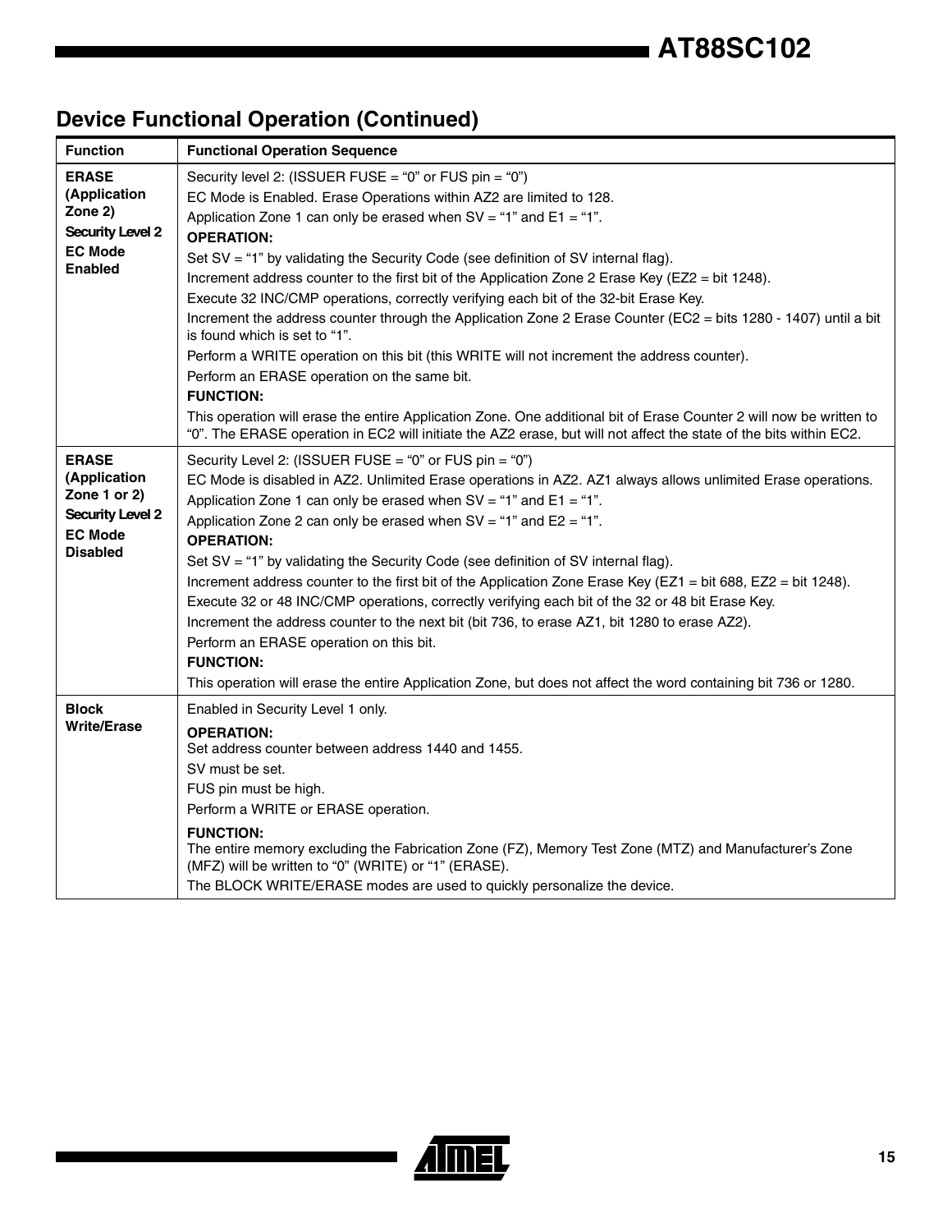## Device Functional Operation (Continued)

| Function | Functional Operation Sequence |
|---|---|
| **ERASE (Application Zone 2) Security Level 2 EC Mode Enabled** | Security level 2: (ISSUER FUSE = “0” or FUS pin = “0”)<br>EC Mode is Enabled. Erase Operations within AZ2 are limited to 128.<br>Application Zone 1 can only be erased when SV = “1” and E1 = “1”.<br>**OPERATION:**<br>Set SV = “1” by validating the Security Code (see definition of SV internal flag).<br>Increment address counter to the first bit of the Application Zone 2 Erase Key (EZ2 = bit 1248).<br>Execute 32 INC/CMP operations, correctly verifying each bit of the 32-bit Erase Key.<br>Increment the address counter through the Application Zone 2 Erase Counter (EC2 = bits 1280 - 1407) until a bit is found which is set to “1”.<br>Perform a WRITE operation on this bit (this WRITE will not increment the address counter).<br>Perform an ERASE operation on the same bit.<br>**FUNCTION:**<br>This operation will erase the entire Application Zone. One additional bit of Erase Counter 2 will now be written to “0”. The ERASE operation in EC2 will initiate the AZ2 erase, but will not affect the state of the bits within EC2. |
| **ERASE (Application Zone 1 or 2) Security Level 2 EC Mode Disabled** | Security Level 2: (ISSUER FUSE = “0” or FUS pin = “0”)<br>EC Mode is disabled in AZ2. Unlimited Erase operations in AZ2. AZ1 always allows unlimited Erase operations.<br>Application Zone 1 can only be erased when SV = “1” and E1 = “1”.<br>Application Zone 2 can only be erased when SV = “1” and E2 = “1”.<br>**OPERATION:**<br>Set SV = “1” by validating the Security Code (see definition of SV internal flag).<br>Increment address counter to the first bit of the Application Zone Erase Key (EZ1 = bit 688, EZ2 = bit 1248).<br>Execute 32 or 48 INC/CMP operations, correctly verifying each bit of the 32 or 48 bit Erase Key.<br>Increment the address counter to the next bit (bit 736, to erase AZ1, bit 1280 to erase AZ2).<br>Perform an ERASE operation on this bit.<br>**FUNCTION:**<br>This operation will erase the entire Application Zone, but does not affect the word containing bit 736 or 1280. |
| **Block Write/Erase** | Enabled in Security Level 1 only.<br>**OPERATION:**<br>Set address counter between address 1440 and 1455.<br>SV must be set.<br>FUS pin must be high.<br>Perform a WRITE or ERASE operation.<br>**FUNCTION:**<br>The entire memory excluding the Fabrication Zone (FZ), Memory Test Zone (MTZ) and Manufacturer’s Zone (MFZ) will be written to “0” (WRITE) or “1” (ERASE).<br>The BLOCK WRITE/ERASE modes are used to quickly personalize the device. |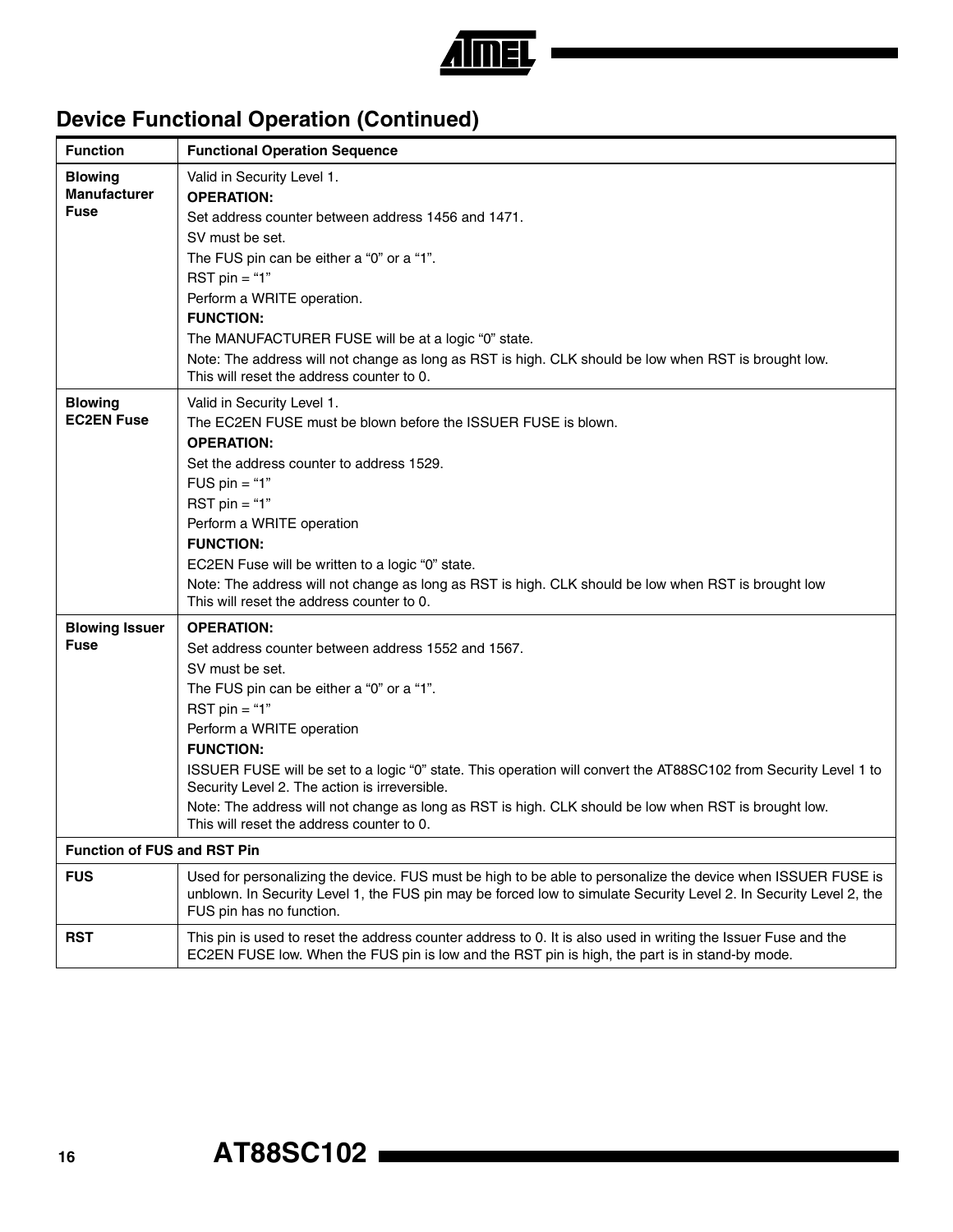## Device Functional Operation (Continued)

| Function | Functional Operation Sequence |
|---|---|
| **Blowing Manufacturer Fuse** | Valid in Security Level 1.<br>**OPERATION:**<br>Set address counter between address 1456 and 1471.<br>SV must be set.<br>The FUS pin can be either a "0" or a "1".<br>RST pin = "1"<br>Perform a WRITE operation.<br>**FUNCTION:**<br>The MANUFACTURER FUSE will be at a logic "0" state.<br>Note: The address will not change as long as RST is high. CLK should be low when RST is brought low. This will reset the address counter to 0. |
| **Blowing EC2EN Fuse** | Valid in Security Level 1.<br>The EC2EN FUSE must be blown before the ISSUER FUSE is blown.<br>**OPERATION:**<br>Set the address counter to address 1529.<br>FUS pin = "1"<br>RST pin = "1"<br>Perform a WRITE operation<br>**FUNCTION:**<br>EC2EN Fuse will be written to a logic "0" state.<br>Note: The address will not change as long as RST is high. CLK should be low when RST is brought low This will reset the address counter to 0. |
| **Blowing Issuer Fuse** | **OPERATION:**<br>Set address counter between address 1552 and 1567.<br>SV must be set.<br>The FUS pin can be either a "0" or a "1".<br>RST pin = "1"<br>Perform a WRITE operation<br>**FUNCTION:**<br>ISSUER FUSE will be set to a logic "0" state. This operation will convert the AT88SC102 from Security Level 1 to Security Level 2. The action is irreversible.<br>Note: The address will not change as long as RST is high. CLK should be low when RST is brought low. This will reset the address counter to 0. |
| **Function of FUS and RST Pin** | |
| **FUS** | Used for personalizing the device. FUS must be high to be able to personalize the device when ISSUER FUSE is unblown. In Security Level 1, the FUS pin may be forced low to simulate Security Level 2. In Security Level 2, the FUS pin has no function. |
| **RST** | This pin is used to reset the address counter address to 0. It is also used in writing the Issuer Fuse and the EC2EN FUSE low. When the FUS pin is low and the RST pin is high, the part is in stand-by mode. |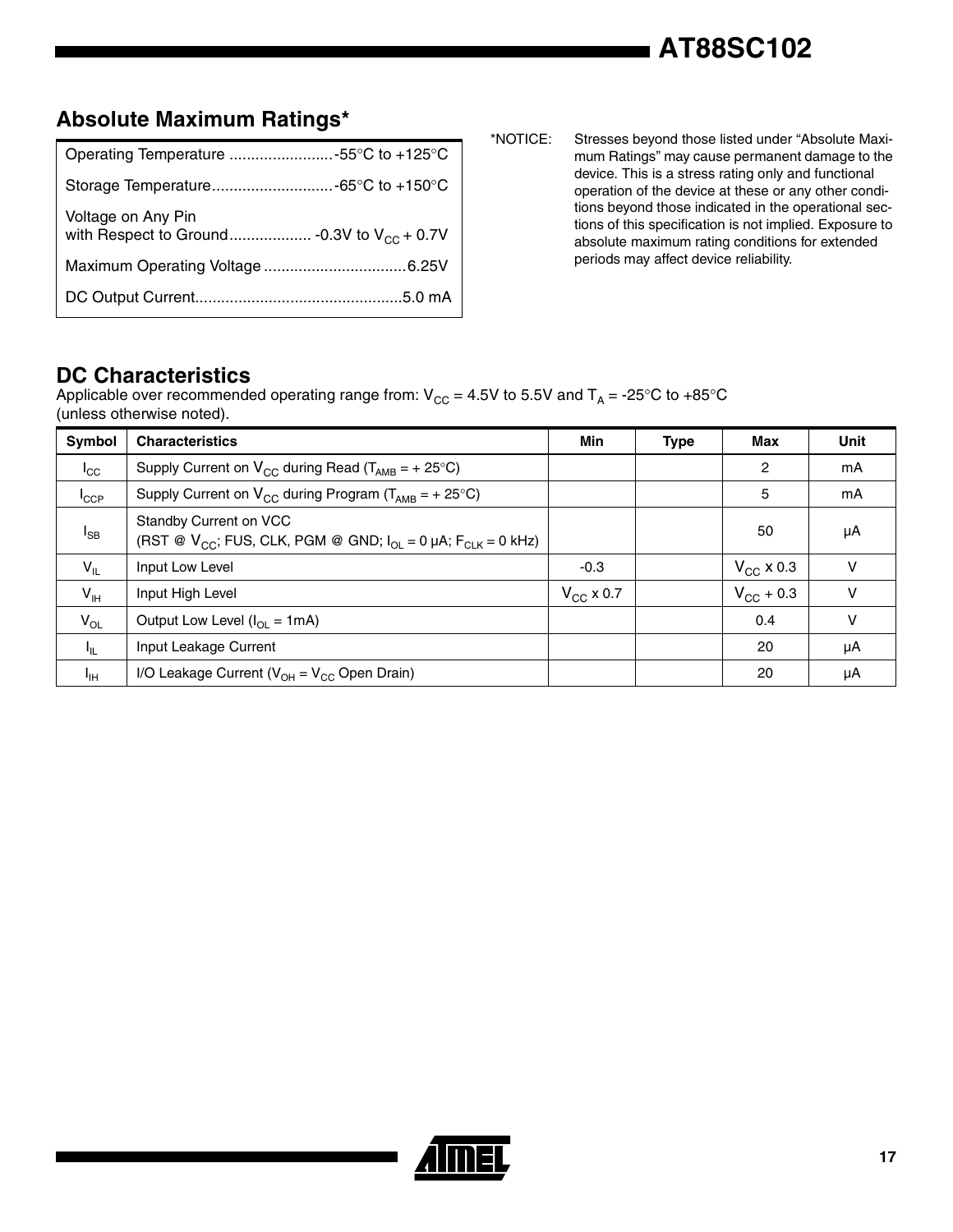## Absolute Maximum Ratings*

| | |
|---|---|
| Operating Temperature | -55°C to +125°C |
| Storage Temperature | -65°C to +150°C |
| Voltage on Any Pin with Respect to Ground | -0.3V to $V_{CC}$ + 0.7V |
| Maximum Operating Voltage | 6.25V |
| DC Output Current | 5.0 mA |

*NOTICE: Stresses beyond those listed under "Absolute Maximum Ratings" may cause permanent damage to the device. This is a stress rating only and functional operation of the device at these or any other conditions beyond those indicated in the operational sections of this specification is not implied. Exposure to absolute maximum rating conditions for extended periods may affect device reliability.

## DC Characteristics

Applicable over recommended operating range from: $V_{CC}$ = 4.5V to 5.5V and $T_A$ = -25°C to +85°C (unless otherwise noted).

| Symbol | Characteristics | Min | Type | Max | Unit |
|---|---|---|---|---|---|
| $I_{CC}$ | Supply Current on $V_{CC}$ during Read ($T_{AMB}$ = + 25°C) | | | 2 | mA |
| $I_{CCP}$ | Supply Current on $V_{CC}$ during Program ($T_{AMB}$ = + 25°C) | | | 5 | mA |
| $I_{SB}$ | Standby Current on VCC (RST @ $V_{CC}$; FUS, CLK, PGM @ GND; $I_{OL}$ = 0 µA; $F_{CLK}$ = 0 kHz) | | | 50 | µA |
| $V_{IL}$ | Input Low Level | -0.3 | | $V_{CC}$ x 0.3 | V |
| $V_{IH}$ | Input High Level | $V_{CC}$ x 0.7 | | $V_{CC}$ + 0.3 | V |
| $V_{OL}$ | Output Low Level ($I_{OL}$ = 1mA) | | | 0.4 | V |
| $I_{IL}$ | Input Leakage Current | | | 20 | µA |
| $I_{IH}$ | I/O Leakage Current ($V_{OH}$ = $V_{CC}$ Open Drain) | | | 20 | µA |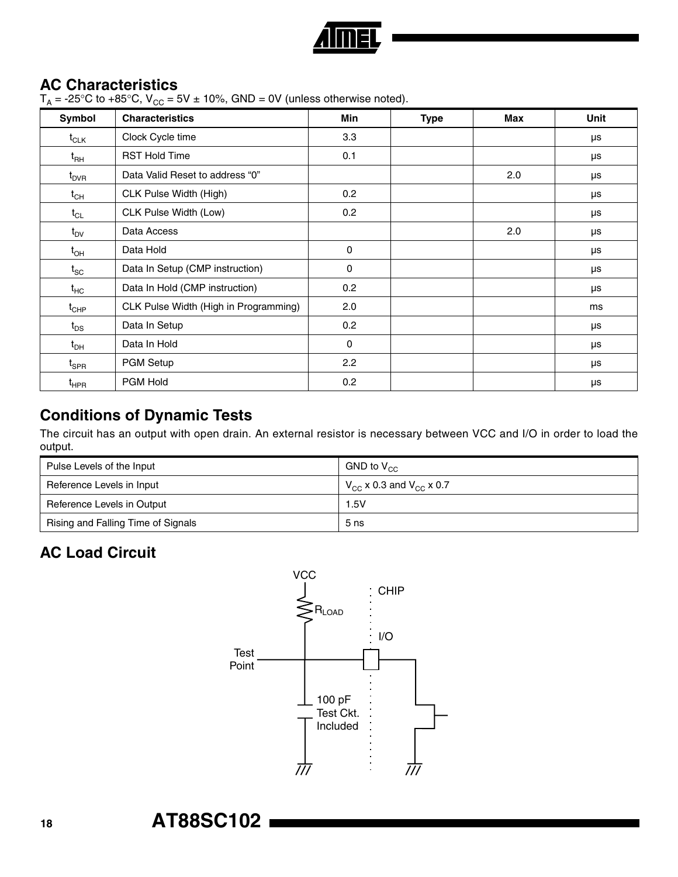## AC Characteristics

$T_A$ = -25°C to +85°C, $V_{CC}$ = 5V ± 10%, GND = 0V (unless otherwise noted).

| Symbol | Characteristics | Min | Type | Max | Unit |
|---|---|---|---|---|---|
| $t_{CLK}$ | Clock Cycle time | 3.3 | | | µs |
| $t_{RH}$ | RST Hold Time | 0.1 | | | µs |
| $t_{DVR}$ | Data Valid Reset to address “0” | | | 2.0 | µs |
| $t_{CH}$ | CLK Pulse Width (High) | 0.2 | | | µs |
| $t_{CL}$ | CLK Pulse Width (Low) | 0.2 | | | µs |
| $t_{DV}$ | Data Access | | | 2.0 | µs |
| $t_{OH}$ | Data Hold | 0 | | | µs |
| $t_{SC}$ | Data In Setup (CMP instruction) | 0 | | | µs |
| $t_{HC}$ | Data In Hold (CMP instruction) | 0.2 | | | µs |
| $t_{CHP}$ | CLK Pulse Width (High in Programming) | 2.0 | | | ms |
| $t_{DS}$ | Data In Setup | 0.2 | | | µs |
| $t_{DH}$ | Data In Hold | 0 | | | µs |
| $t_{SPR}$ | PGM Setup | 2.2 | | | µs |
| $t_{HPR}$ | PGM Hold | 0.2 | | | µs |

## Conditions of Dynamic Tests

The circuit has an output with open drain. An external resistor is necessary between VCC and I/O in order to load the output.

| | |
|---|---|
| Pulse Levels of the Input | GND to $V_{CC}$ |
| Reference Levels in Input | $V_{CC}$ x 0.3 and $V_{CC}$ x 0.7 |
| Reference Levels in Output | 1.5V |
| Rising and Falling Time of Signals | 5 ns |

## AC Load Circuit

VCC

$R_{LOAD}$

CHIP

I/O

Test Point

100 pF Test Ckt. Included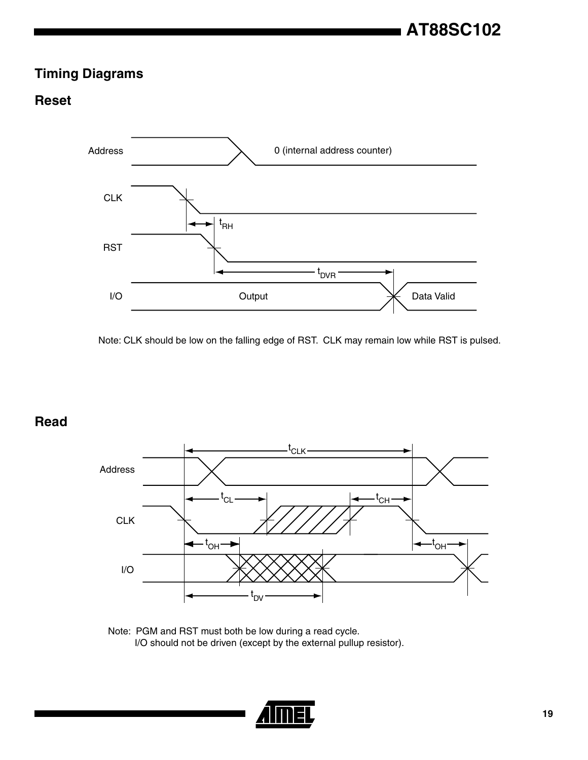## Timing Diagrams

### Reset

Note: CLK should be low on the falling edge of RST. CLK may remain low while RST is pulsed.

### Read

Note: PGM and RST must both be low during a read cycle.
I/O should not be driven (except by the external pullup resistor).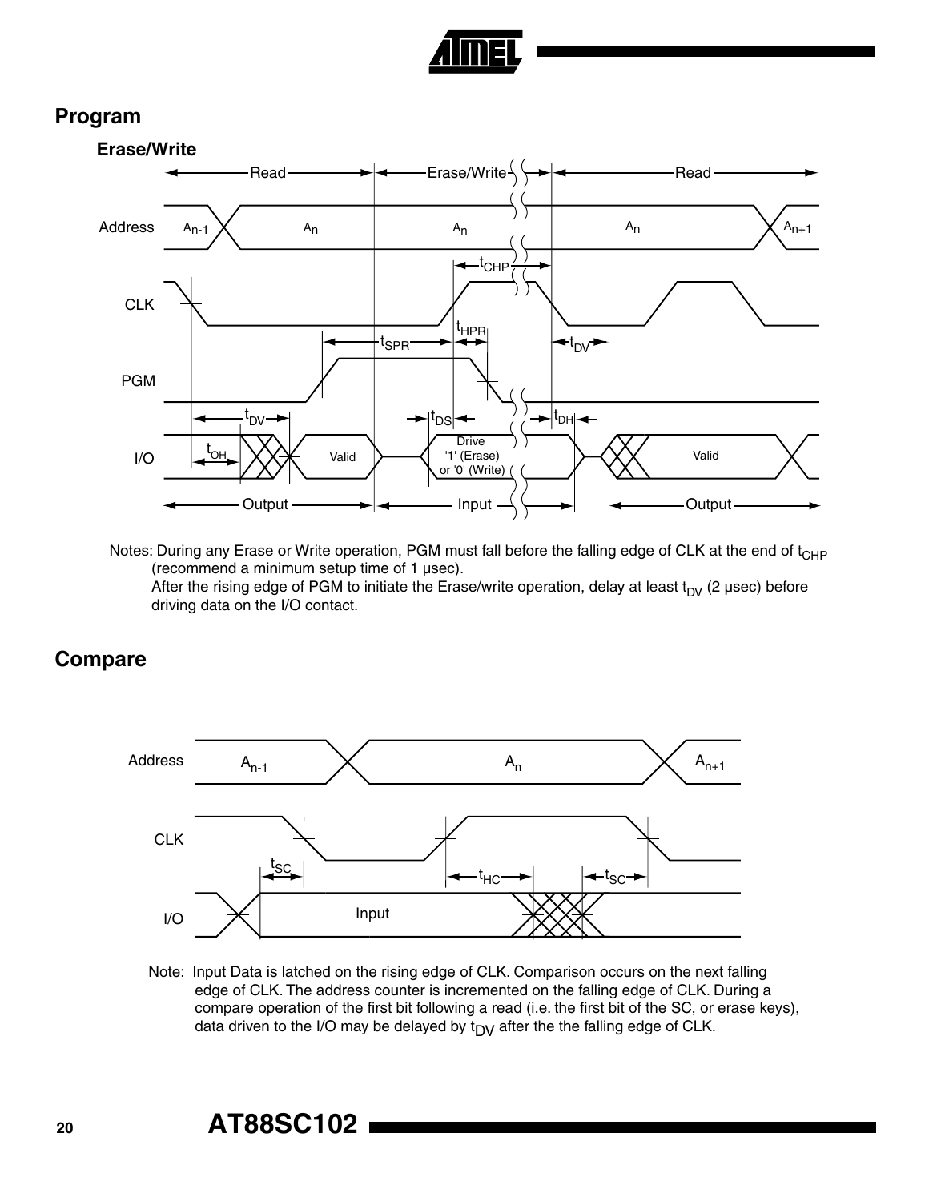## Program

### Erase/Write

Notes: During any Erase or Write operation, PGM must fall before the falling edge of CLK at the end of $t_{CHP}$ (recommend a minimum setup time of 1 µsec).
After the rising edge of PGM to initiate the Erase/write operation, delay at least $t_{DV}$ (2 µsec) before driving data on the I/O contact.

## Compare

Note: Input Data is latched on the rising edge of CLK. Comparison occurs on the next falling edge of CLK. The address counter is incremented on the falling edge of CLK. During a compare operation of the first bit following a read (i.e. the first bit of the SC, or erase keys), data driven to the I/O may be delayed by $t_{DV}$ after the the falling edge of CLK.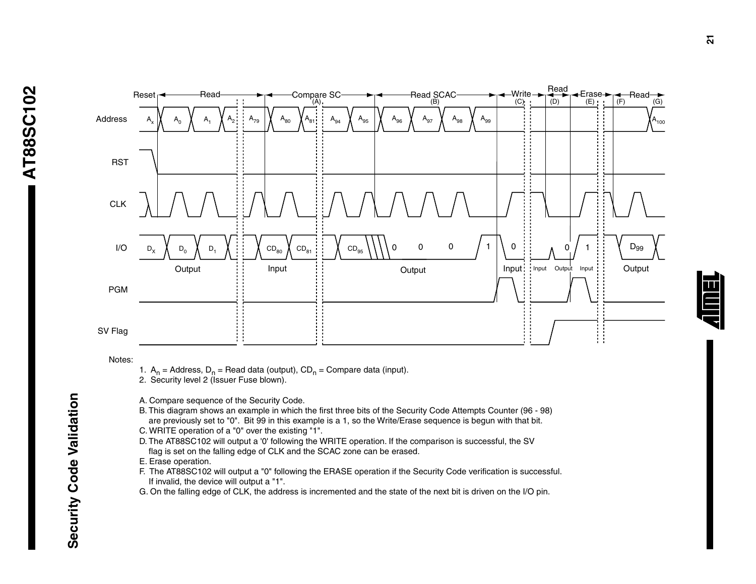## Security Code Validation

Notes:

1. $A_n$ = Address, $D_n$ = Read data (output), $CD_n$ = Compare data (input).
2. Security level 2 (Issuer Fuse blown).

A. Compare sequence of the Security Code.

B. This diagram shows an example in which the first three bits of the Security Code Attempts Counter (96 - 98) are previously set to "0". Bit 99 in this example is a 1, so the Write/Erase sequence is begun with that bit.

C. WRITE operation of a "0" over the existing "1".

D. The AT88SC102 will output a '0' following the WRITE operation. If the comparison is successful, the SV flag is set on the falling edge of CLK and the SCAC zone can be erased.

E. Erase operation.

F. The AT88SC102 will output a "0" following the ERASE operation if the Security Code verification is successful. If invalid, the device will output a "1".

G. On the falling edge of CLK, the address is incremented and the state of the next bit is driven on the I/O pin.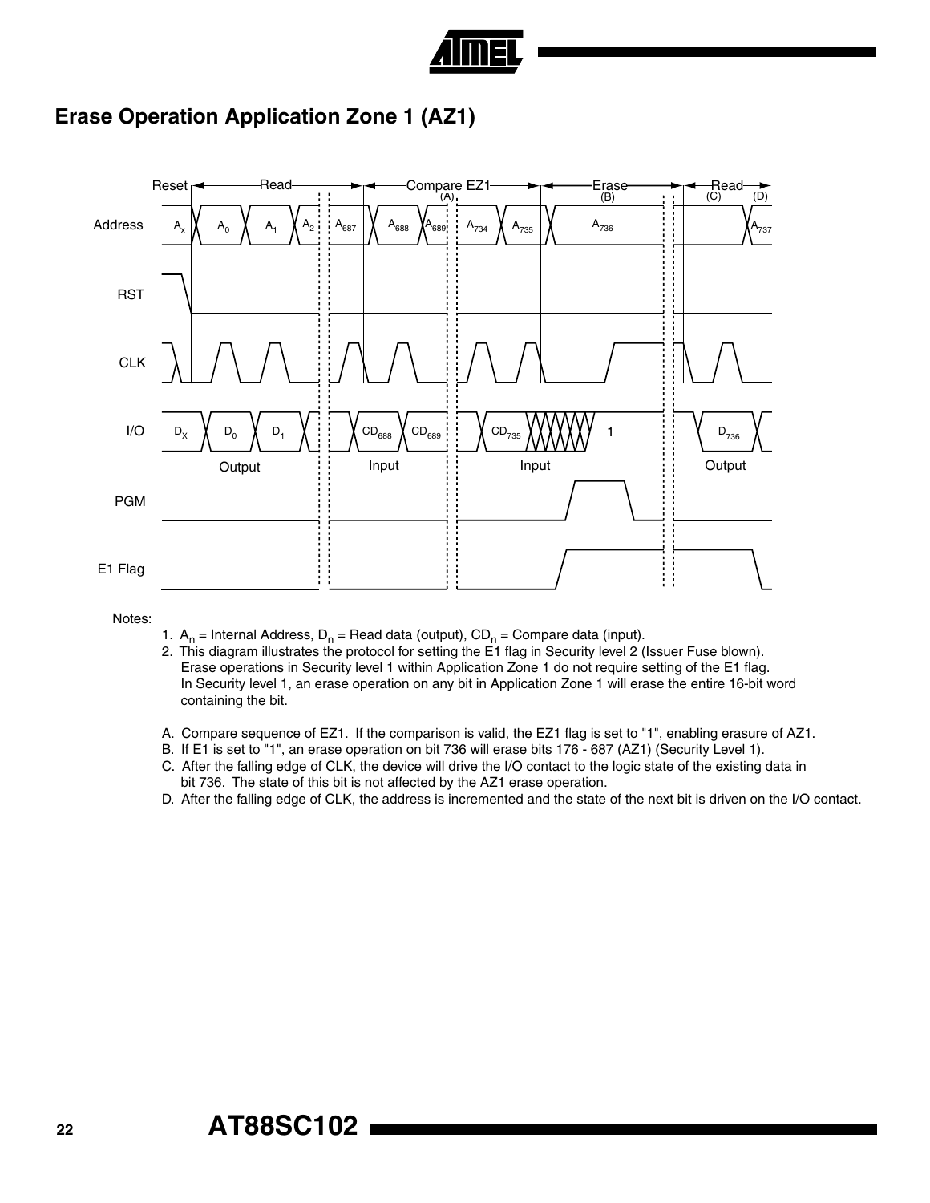## Erase Operation Application Zone 1 (AZ1)

Notes:

1. $A_n$ = Internal Address, $D_n$ = Read data (output), $CD_n$ = Compare data (input).
2. This diagram illustrates the protocol for setting the E1 flag in Security level 2 (Issuer Fuse blown). Erase operations in Security level 1 within Application Zone 1 do not require setting of the E1 flag. In Security level 1, an erase operation on any bit in Application Zone 1 will erase the entire 16-bit word containing the bit.

A. Compare sequence of EZ1. If the comparison is valid, the EZ1 flag is set to "1", enabling erasure of AZ1.
B. If E1 is set to "1", an erase operation on bit 736 will erase bits 176 - 687 (AZ1) (Security Level 1).
C. After the falling edge of CLK, the device will drive the I/O contact to the logic state of the existing data in bit 736. The state of this bit is not affected by the AZ1 erase operation.
D. After the falling edge of CLK, the address is incremented and the state of the next bit is driven on the I/O contact.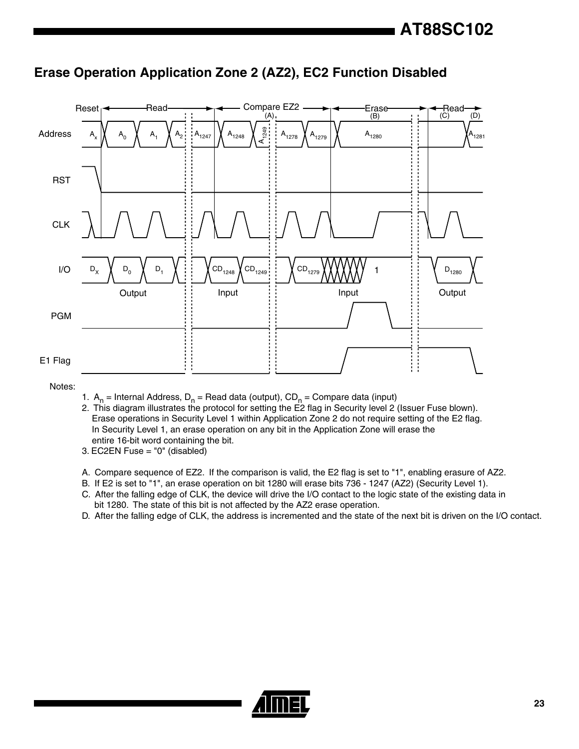## Erase Operation Application Zone 2 (AZ2), EC2 Function Disabled

Notes:

1. $A_n$ = Internal Address, $D_n$ = Read data (output), $CD_n$ = Compare data (input)
2. This diagram illustrates the protocol for setting the E2 flag in Security level 2 (Issuer Fuse blown). Erase operations in Security Level 1 within Application Zone 2 do not require setting of the E2 flag. In Security Level 1, an erase operation on any bit in the Application Zone will erase the entire 16-bit word containing the bit.
3. EC2EN Fuse = "0" (disabled)

A. Compare sequence of EZ2. If the comparison is valid, the E2 flag is set to "1", enabling erasure of AZ2.

B. If E2 is set to "1", an erase operation on bit 1280 will erase bits 736 - 1247 (AZ2) (Security Level 1).

C. After the falling edge of CLK, the device will drive the I/O contact to the logic state of the existing data in bit 1280. The state of this bit is not affected by the AZ2 erase operation.

D. After the falling edge of CLK, the address is incremented and the state of the next bit is driven on the I/O contact.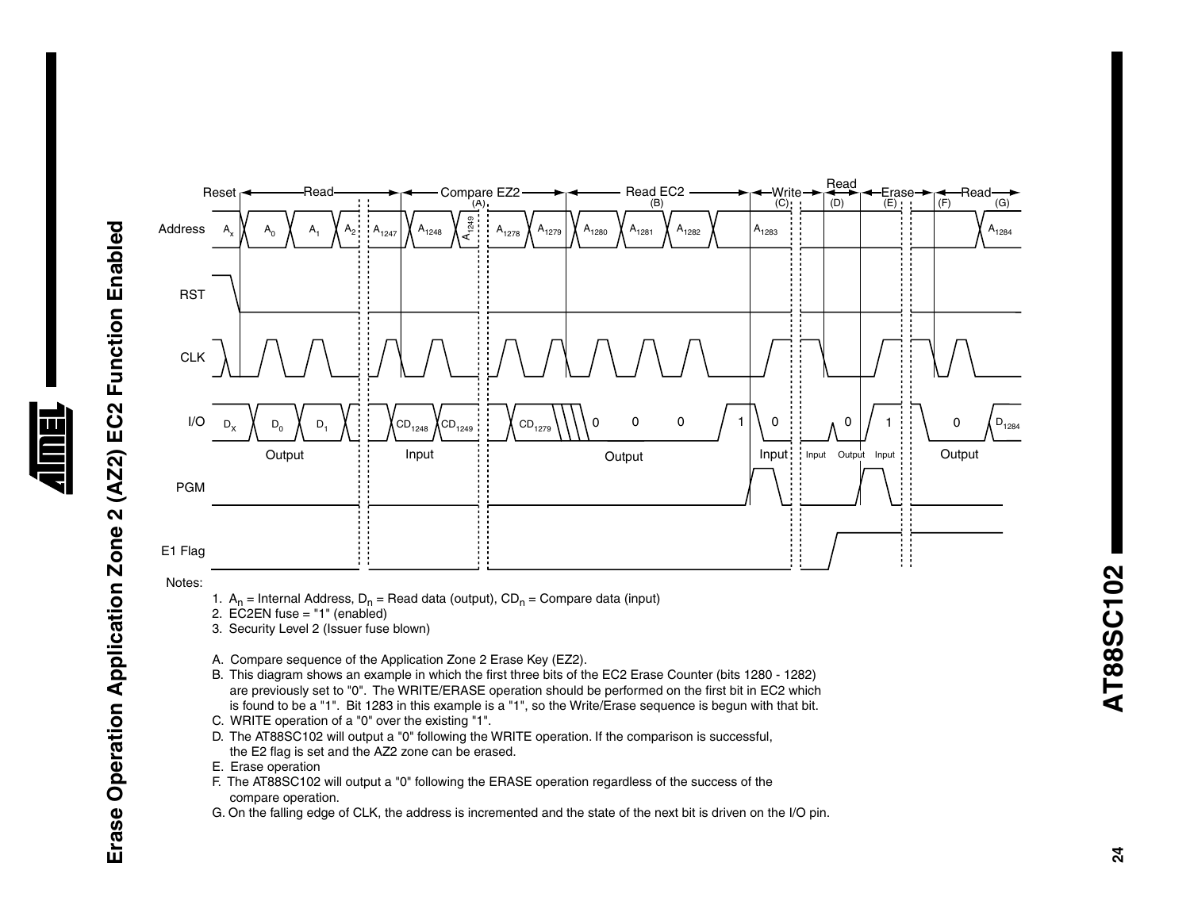# Erase Operation Application Zone 2 (AZ2) EC2 Function Enabled

Notes:

1. $A_n$ = Internal Address, $D_n$ = Read data (output), $CD_n$ = Compare data (input)
2. EC2EN fuse = "1" (enabled)
3. Security Level 2 (Issuer fuse blown)

A. Compare sequence of the Application Zone 2 Erase Key (EZ2).

B. This diagram shows an example in which the first three bits of the EC2 Erase Counter (bits 1280 - 1282) are previously set to "0". The WRITE/ERASE operation should be performed on the first bit in EC2 which is found to be a "1". Bit 1283 in this example is a "1", so the Write/Erase sequence is begun with that bit.

C. WRITE operation of a "0" over the existing "1".

D. The AT88SC102 will output a "0" following the WRITE operation. If the comparison is successful, the E2 flag is set and the AZ2 zone can be erased.

E. Erase operation

F. The AT88SC102 will output a "0" following the ERASE operation regardless of the success of the compare operation.

G. On the falling edge of CLK, the address is incremented and the state of the next bit is driven on the I/O pin.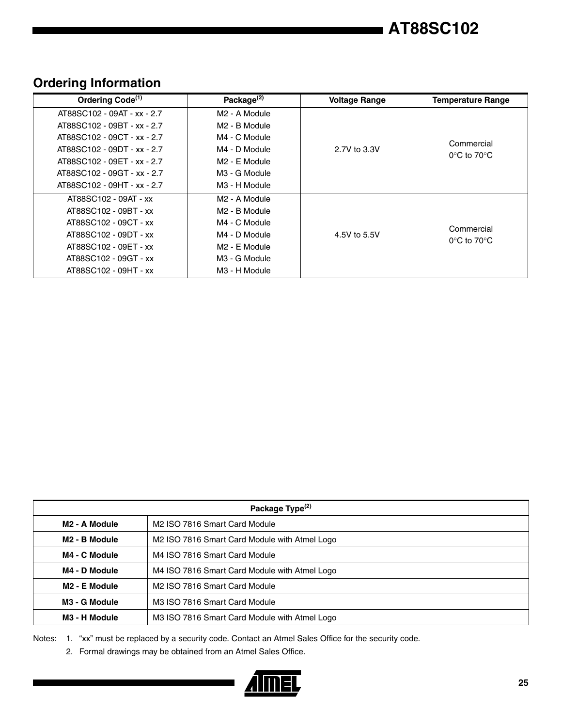## Ordering Information

| Ordering Code[1] | Package[2] | Voltage Range | Temperature Range |
|---|---|---|---|
| AT88SC102 - 09AT - xx - 2.7 | M2 - A Module | 2.7V to 3.3V | Commercial 0°C to 70°C |
| AT88SC102 - 09BT - xx - 2.7 | M2 - B Module | | |
| AT88SC102 - 09CT - xx - 2.7 | M4 - C Module | | |
| AT88SC102 - 09DT - xx - 2.7 | M4 - D Module | | |
| AT88SC102 - 09ET - xx - 2.7 | M2 - E Module | | |
| AT88SC102 - 09GT - xx - 2.7 | M3 - G Module | | |
| AT88SC102 - 09HT - xx - 2.7 | M3 - H Module | | |
| AT88SC102 - 09AT - xx | M2 - A Module | 4.5V to 5.5V | Commercial 0°C to 70°C |
| AT88SC102 - 09BT - xx | M2 - B Module | | |
| AT88SC102 - 09CT - xx | M4 - C Module | | |
| AT88SC102 - 09DT - xx | M4 - D Module | | |
| AT88SC102 - 09ET - xx | M2 - E Module | | |
| AT88SC102 - 09GT - xx | M3 - G Module | | |
| AT88SC102 - 09HT - xx | M3 - H Module | | |

| Package Type[2] | |
|---|---|
| **M2 - A Module** | M2 ISO 7816 Smart Card Module |
| **M2 - B Module** | M2 ISO 7816 Smart Card Module with Atmel Logo |
| **M4 - C Module** | M4 ISO 7816 Smart Card Module |
| **M4 - D Module** | M4 ISO 7816 Smart Card Module with Atmel Logo |
| **M2 - E Module** | M2 ISO 7816 Smart Card Module |
| **M3 - G Module** | M3 ISO 7816 Smart Card Module |
| **M3 - H Module** | M3 ISO 7816 Smart Card Module with Atmel Logo |

Notes: 1. "xx" must be replaced by a security code. Contact an Atmel Sales Office for the security code.

2. Formal drawings may be obtained from an Atmel Sales Office.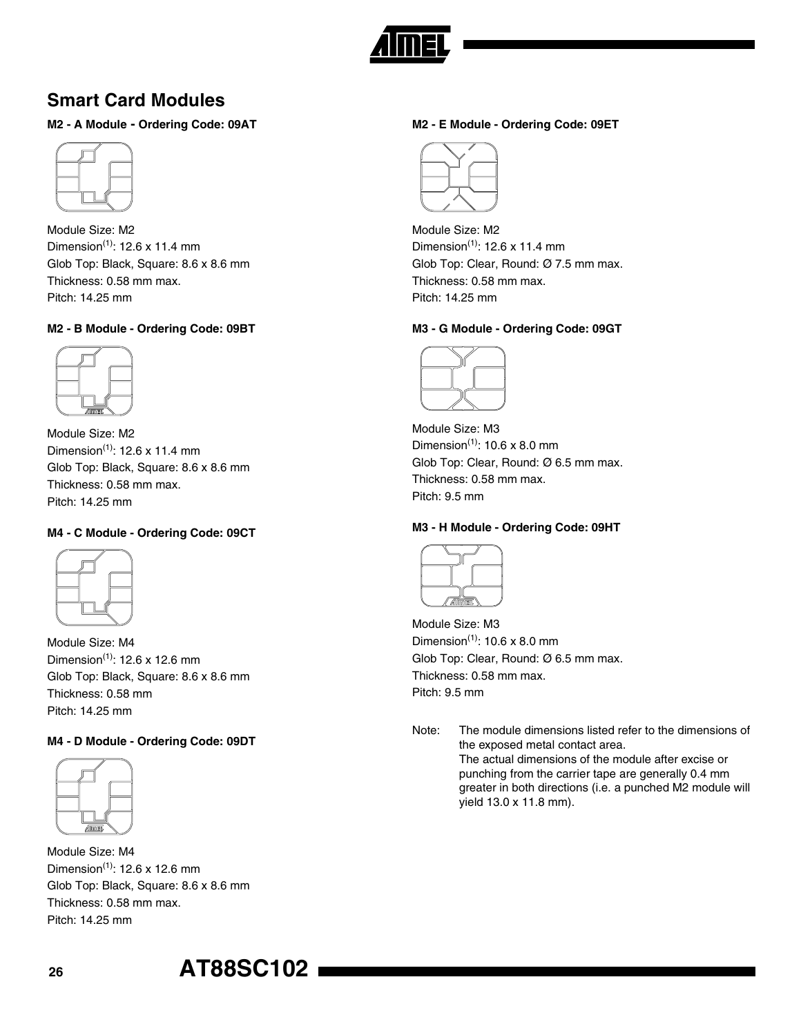## Smart Card Modules

**M2 - A Module - Ordering Code: 09AT**

Module Size: M2
Dimension(1): 12.6 x 11.4 mm
Glob Top: Black, Square: 8.6 x 8.6 mm
Thickness: 0.58 mm max.
Pitch: 14.25 mm

**M2 - B Module - Ordering Code: 09BT**

Module Size: M2
Dimension(1): 12.6 x 11.4 mm
Glob Top: Black, Square: 8.6 x 8.6 mm
Thickness: 0.58 mm max.
Pitch: 14.25 mm

**M4 - C Module - Ordering Code: 09CT**

Module Size: M4
Dimension(1): 12.6 x 12.6 mm
Glob Top: Black, Square: 8.6 x 8.6 mm
Thickness: 0.58 mm
Pitch: 14.25 mm

**M4 - D Module - Ordering Code: 09DT**

Module Size: M4
Dimension(1): 12.6 x 12.6 mm
Glob Top: Black, Square: 8.6 x 8.6 mm
Thickness: 0.58 mm max.
Pitch: 14.25 mm

**M2 - E Module - Ordering Code: 09ET**

Module Size: M2
Dimension(1): 12.6 x 11.4 mm
Glob Top: Clear, Round: Ø 7.5 mm max.
Thickness: 0.58 mm max.
Pitch: 14.25 mm

**M3 - G Module - Ordering Code: 09GT**

Module Size: M3
Dimension(1): 10.6 x 8.0 mm
Glob Top: Clear, Round: Ø 6.5 mm max.
Thickness: 0.58 mm max.
Pitch: 9.5 mm

**M3 - H Module - Ordering Code: 09HT**

Module Size: M3
Dimension(1): 10.6 x 8.0 mm
Glob Top: Clear, Round: Ø 6.5 mm max.
Thickness: 0.58 mm max.
Pitch: 9.5 mm

Note: The module dimensions listed refer to the dimensions of the exposed metal contact area.
The actual dimensions of the module after excise or punching from the carrier tape are generally 0.4 mm greater in both directions (i.e. a punched M2 module will yield 13.0 x 11.8 mm).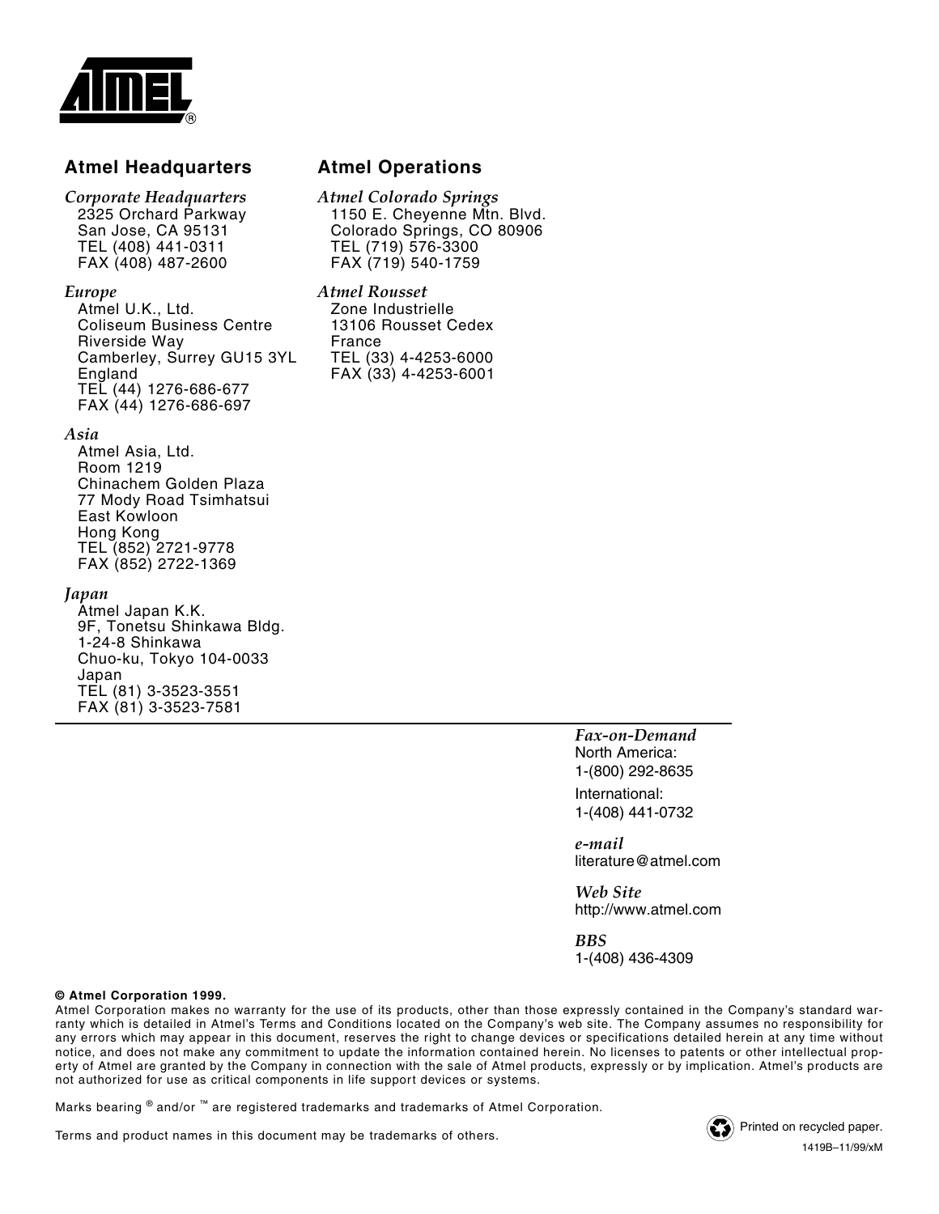## Atmel Headquarters

*Corporate Headquarters*
2325 Orchard Parkway
San Jose, CA 95131
TEL (408) 441-0311
FAX (408) 487-2600

*Europe*
Atmel U.K., Ltd.
Coliseum Business Centre
Riverside Way
Camberley, Surrey GU15 3YL
England
TEL (44) 1276-686-677
FAX (44) 1276-686-697

*Asia*
Atmel Asia, Ltd.
Room 1219
Chinachem Golden Plaza
77 Mody Road Tsimhatsui
East Kowloon
Hong Kong
TEL (852) 2721-9778
FAX (852) 2722-1369

*Japan*
Atmel Japan K.K.
9F, Tonetsu Shinkawa Bldg.
1-24-8 Shinkawa
Chuo-ku, Tokyo 104-0033
Japan
TEL (81) 3-3523-3551
FAX (81) 3-3523-7581

## Atmel Operations

*Atmel Colorado Springs*
1150 E. Cheyenne Mtn. Blvd.
Colorado Springs, CO 80906
TEL (719) 576-3300
FAX (719) 540-1759

*Atmel Rousset*
Zone Industrielle
13106 Rousset Cedex
France
TEL (33) 4-4253-6000
FAX (33) 4-4253-6001

---

*Fax-on-Demand*
North America:
1-(800) 292-8635

International:
1-(408) 441-0732

*e-mail*
literature@atmel.com

*Web Site*
http://www.atmel.com

*BBS*
1-(408) 436-4309

**© Atmel Corporation 1999.**
Atmel Corporation makes no warranty for the use of its products, other than those expressly contained in the Company's standard warranty which is detailed in Atmel's Terms and Conditions located on the Company's web site. The Company assumes no responsibility for any errors which may appear in this document, reserves the right to change devices or specifications detailed herein at any time without notice, and does not make any commitment to update the information contained herein. No licenses to patents or other intellectual property of Atmel are granted by the Company in connection with the sale of Atmel products, expressly or by implication. Atmel's products are not authorized for use as critical components in life support devices or systems.

Marks bearing ® and/or ™ are registered trademarks and trademarks of Atmel Corporation.

Terms and product names in this document may be trademarks of others.

Printed on recycled paper.

1419B–11/99/xM